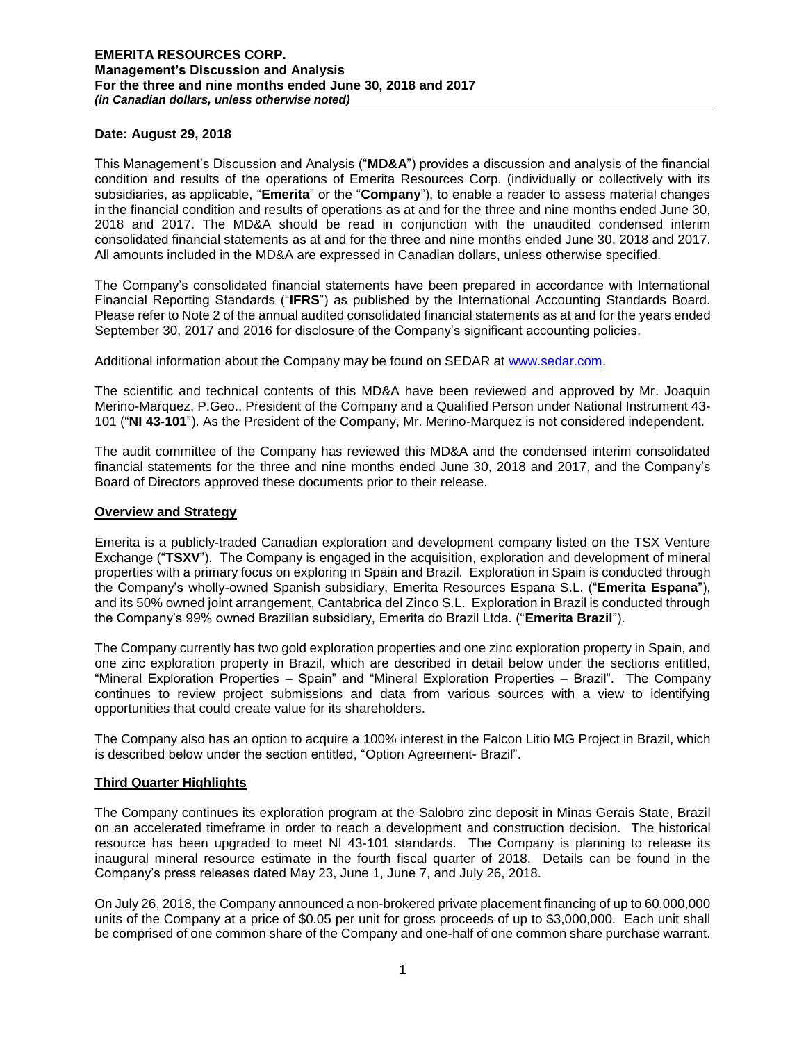**Date: August 29, 2018**

This Management's Discussion and Analysis ("**MD&A**") provides a discussion and analysis of the financial condition and results of the operations of Emerita Resources Corp. (individually or collectively with its subsidiaries, as applicable, "**Emerita**" or the "**Company**"), to enable a reader to assess material changes in the financial condition and results of operations as at and for the three and nine months ended June 30, 2018 and 2017. The MD&A should be read in conjunction with the unaudited condensed interim consolidated financial statements as at and for the three and nine months ended June 30, 2018 and 2017. All amounts included in the MD&A are expressed in Canadian dollars, unless otherwise specified.

The Company's consolidated financial statements have been prepared in accordance with International Financial Reporting Standards ("**IFRS**") as published by the International Accounting Standards Board. Please refer to Note 2 of the annual audited consolidated financial statements as at and for the years ended September 30, 2017 and 2016 for disclosure of the Company's significant accounting policies.

Additional information about the Company may be found on SEDAR at www.sedar.com.

The scientific and technical contents of this MD&A have been reviewed and approved by Mr. Joaquin Merino-Marquez, P.Geo., President of the Company and a Qualified Person under National Instrument 43-101 ("**NI 43-101**"). As the President of the Company, Mr. Merino-Marquez is not considered independent.

The audit committee of the Company has reviewed this MD&A and the condensed interim consolidated financial statements for the three and nine months ended June 30, 2018 and 2017, and the Company's Board of Directors approved these documents prior to their release.

## Overview and Strategy

Emerita is a publicly-traded Canadian exploration and development company listed on the TSX Venture Exchange ("**TSXV**"). The Company is engaged in the acquisition, exploration and development of mineral properties with a primary focus on exploring in Spain and Brazil. Exploration in Spain is conducted through the Company's wholly-owned Spanish subsidiary, Emerita Resources Espana S.L. ("**Emerita Espana**"), and its 50% owned joint arrangement, Cantabrica del Zinco S.L. Exploration in Brazil is conducted through the Company's 99% owned Brazilian subsidiary, Emerita do Brazil Ltda. ("**Emerita Brazil**").

The Company currently has two gold exploration properties and one zinc exploration property in Spain, and one zinc exploration property in Brazil, which are described in detail below under the sections entitled, "Mineral Exploration Properties – Spain" and "Mineral Exploration Properties – Brazil". The Company continues to review project submissions and data from various sources with a view to identifying opportunities that could create value for its shareholders.

The Company also has an option to acquire a 100% interest in the Falcon Litio MG Project in Brazil, which is described below under the section entitled, "Option Agreement- Brazil".

## Third Quarter Highlights

The Company continues its exploration program at the Salobro zinc deposit in Minas Gerais State, Brazil on an accelerated timeframe in order to reach a development and construction decision. The historical resource has been upgraded to meet NI 43-101 standards. The Company is planning to release its inaugural mineral resource estimate in the fourth fiscal quarter of 2018. Details can be found in the Company's press releases dated May 23, June 1, June 7, and July 26, 2018.

On July 26, 2018, the Company announced a non-brokered private placement financing of up to 60,000,000 units of the Company at a price of $0.05 per unit for gross proceeds of up to $3,000,000. Each unit shall be comprised of one common share of the Company and one-half of one common share purchase warrant.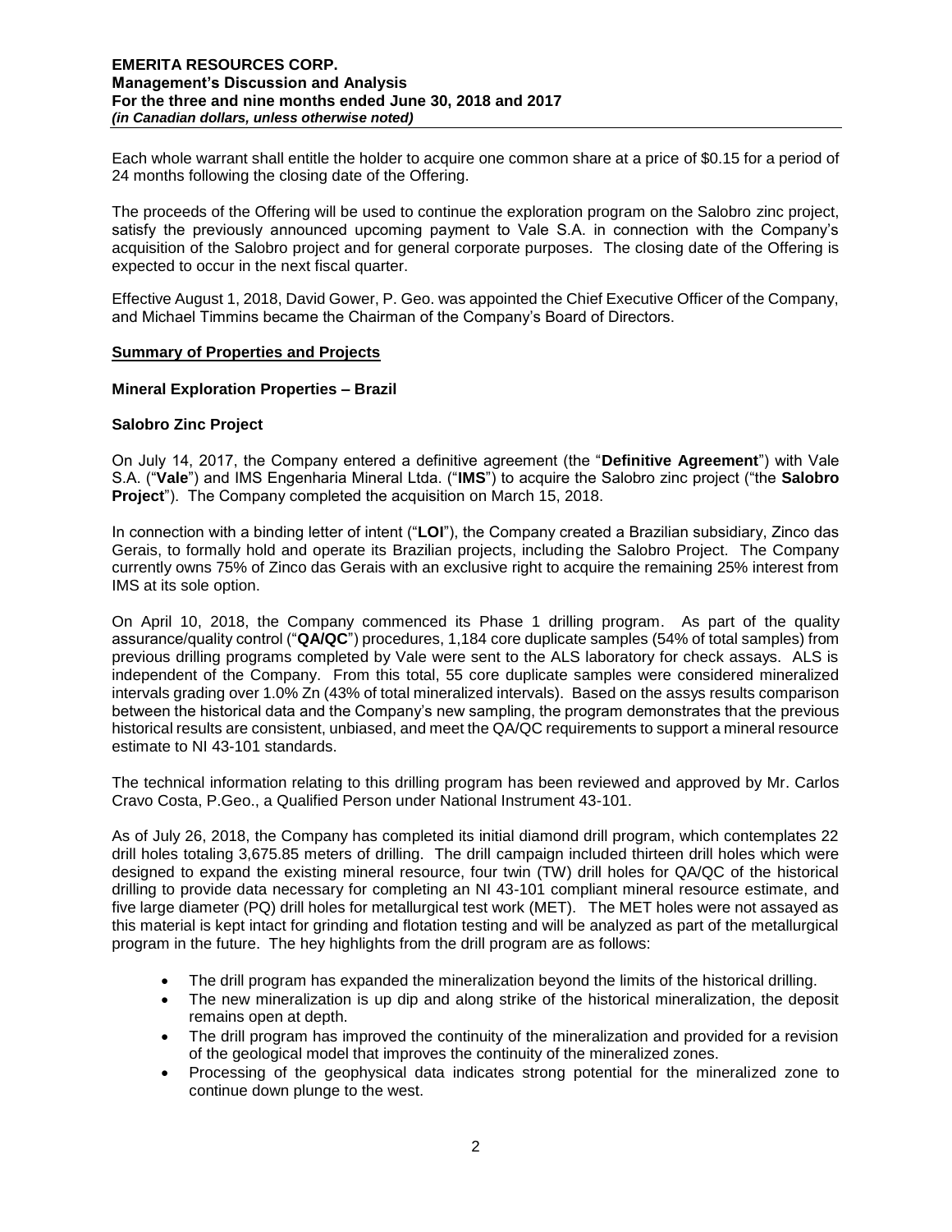Each whole warrant shall entitle the holder to acquire one common share at a price of $0.15 for a period of 24 months following the closing date of the Offering.

The proceeds of the Offering will be used to continue the exploration program on the Salobro zinc project, satisfy the previously announced upcoming payment to Vale S.A. in connection with the Company's acquisition of the Salobro project and for general corporate purposes. The closing date of the Offering is expected to occur in the next fiscal quarter.

Effective August 1, 2018, David Gower, P. Geo. was appointed the Chief Executive Officer of the Company, and Michael Timmins became the Chairman of the Company's Board of Directors.

## Summary of Properties and Projects

### Mineral Exploration Properties – Brazil

### Salobro Zinc Project

On July 14, 2017, the Company entered a definitive agreement (the "**Definitive Agreement**") with Vale S.A. ("**Vale**") and IMS Engenharia Mineral Ltda. ("**IMS**") to acquire the Salobro zinc project ("the **Salobro Project**"). The Company completed the acquisition on March 15, 2018.

In connection with a binding letter of intent ("**LOI**"), the Company created a Brazilian subsidiary, Zinco das Gerais, to formally hold and operate its Brazilian projects, including the Salobro Project. The Company currently owns 75% of Zinco das Gerais with an exclusive right to acquire the remaining 25% interest from IMS at its sole option.

On April 10, 2018, the Company commenced its Phase 1 drilling program. As part of the quality assurance/quality control ("**QA/QC**") procedures, 1,184 core duplicate samples (54% of total samples) from previous drilling programs completed by Vale were sent to the ALS laboratory for check assays. ALS is independent of the Company. From this total, 55 core duplicate samples were considered mineralized intervals grading over 1.0% Zn (43% of total mineralized intervals). Based on the assys results comparison between the historical data and the Company's new sampling, the program demonstrates that the previous historical results are consistent, unbiased, and meet the QA/QC requirements to support a mineral resource estimate to NI 43-101 standards.

The technical information relating to this drilling program has been reviewed and approved by Mr. Carlos Cravo Costa, P.Geo., a Qualified Person under National Instrument 43-101.

As of July 26, 2018, the Company has completed its initial diamond drill program, which contemplates 22 drill holes totaling 3,675.85 meters of drilling. The drill campaign included thirteen drill holes which were designed to expand the existing mineral resource, four twin (TW) drill holes for QA/QC of the historical drilling to provide data necessary for completing an NI 43-101 compliant mineral resource estimate, and five large diameter (PQ) drill holes for metallurgical test work (MET). The MET holes were not assayed as this material is kept intact for grinding and flotation testing and will be analyzed as part of the metallurgical program in the future. The hey highlights from the drill program are as follows:

- The drill program has expanded the mineralization beyond the limits of the historical drilling.
- The new mineralization is up dip and along strike of the historical mineralization, the deposit remains open at depth.
- The drill program has improved the continuity of the mineralization and provided for a revision of the geological model that improves the continuity of the mineralized zones.
- Processing of the geophysical data indicates strong potential for the mineralized zone to continue down plunge to the west.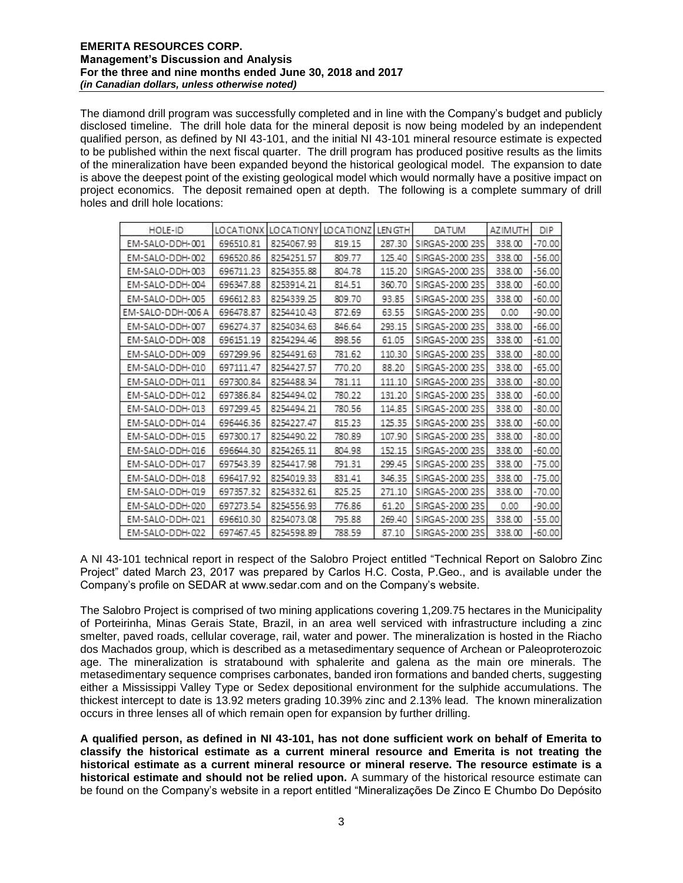The diamond drill program was successfully completed and in line with the Company's budget and publicly disclosed timeline. The drill hole data for the mineral deposit is now being modeled by an independent qualified person, as defined by NI 43-101, and the initial NI 43-101 mineral resource estimate is expected to be published within the next fiscal quarter. The drill program has produced positive results as the limits of the mineralization have been expanded beyond the historical geological model. The expansion to date is above the deepest point of the existing geological model which would normally have a positive impact on project economics. The deposit remained open at depth. The following is a complete summary of drill holes and drill hole locations:

| HOLE-ID | LOCATIONX | LOCATIONY | LOCATIONZ | LENGTH | DATUM | AZIMUTH | DIP |
|---|---|---|---|---|---|---|---|
| EM-SALO-DDH-001 | 696510.81 | 8254067.93 | 819.15 | 287.30 | SIRGAS-2000 23S | 338.00 | -70.00 |
| EM-SALO-DDH-002 | 696520.86 | 8254251.57 | 809.77 | 125.40 | SIRGAS-2000 23S | 338.00 | -56.00 |
| EM-SALO-DDH-003 | 696711.23 | 8254355.88 | 804.78 | 115.20 | SIRGAS-2000 23S | 338.00 | -56.00 |
| EM-SALO-DDH-004 | 696347.88 | 8253914.21 | 814.51 | 360.70 | SIRGAS-2000 23S | 338.00 | -60.00 |
| EM-SALO-DDH-005 | 696612.83 | 8254339.25 | 809.70 | 93.85 | SIRGAS-2000 23S | 338.00 | -60.00 |
| EM-SALO-DDH-006 A | 696478.87 | 8254410.43 | 872.69 | 63.55 | SIRGAS-2000 23S | 0.00 | -90.00 |
| EM-SALO-DDH-007 | 696274.37 | 8254034.63 | 846.64 | 293.15 | SIRGAS-2000 23S | 338.00 | -66.00 |
| EM-SALO-DDH-008 | 696151.19 | 8254294.46 | 898.56 | 61.05 | SIRGAS-2000 23S | 338.00 | -61.00 |
| EM-SALO-DDH-009 | 697299.96 | 8254491.63 | 781.62 | 110.30 | SIRGAS-2000 23S | 338.00 | -80.00 |
| EM-SALO-DDH-010 | 697111.47 | 8254427.57 | 770.20 | 88.20 | SIRGAS-2000 23S | 338.00 | -65.00 |
| EM-SALO-DDH-011 | 697300.84 | 8254488.34 | 781.11 | 111.10 | SIRGAS-2000 23S | 338.00 | -80.00 |
| EM-SALO-DDH-012 | 697386.84 | 8254494.02 | 780.22 | 131.20 | SIRGAS-2000 23S | 338.00 | -60.00 |
| EM-SALO-DDH-013 | 697299.45 | 8254494.21 | 780.56 | 114.85 | SIRGAS-2000 23S | 338.00 | -80.00 |
| EM-SALO-DDH-014 | 696446.36 | 8254227.47 | 815.23 | 125.35 | SIRGAS-2000 23S | 338.00 | -60.00 |
| EM-SALO-DDH-015 | 697300.17 | 8254490.22 | 780.89 | 107.90 | SIRGAS-2000 23S | 338.00 | -80.00 |
| EM-SALO-DDH-016 | 696644.30 | 8254265.11 | 804.98 | 152.15 | SIRGAS-2000 23S | 338.00 | -60.00 |
| EM-SALO-DDH-017 | 697543.39 | 8254417.98 | 791.31 | 299.45 | SIRGAS-2000 23S | 338.00 | -75.00 |
| EM-SALO-DDH-018 | 696417.92 | 8254019.33 | 831.41 | 346.35 | SIRGAS-2000 23S | 338.00 | -75.00 |
| EM-SALO-DDH-019 | 697357.32 | 8254332.61 | 825.25 | 271.10 | SIRGAS-2000 23S | 338.00 | -70.00 |
| EM-SALO-DDH-020 | 697273.54 | 8254556.93 | 776.86 | 61.20 | SIRGAS-2000 23S | 0.00 | -90.00 |
| EM-SALO-DDH-021 | 696610.30 | 8254073.08 | 795.88 | 269.40 | SIRGAS-2000 23S | 338.00 | -55.00 |
| EM-SALO-DDH-022 | 697467.45 | 8254598.89 | 788.59 | 87.10 | SIRGAS-2000 23S | 338.00 | -60.00 |

A NI 43-101 technical report in respect of the Salobro Project entitled "Technical Report on Salobro Zinc Project" dated March 23, 2017 was prepared by Carlos H.C. Costa, P.Geo., and is available under the Company's profile on SEDAR at www.sedar.com and on the Company's website.

The Salobro Project is comprised of two mining applications covering 1,209.75 hectares in the Municipality of Porteirinha, Minas Gerais State, Brazil, in an area well serviced with infrastructure including a zinc smelter, paved roads, cellular coverage, rail, water and power. The mineralization is hosted in the Riacho dos Machados group, which is described as a metasedimentary sequence of Archean or Paleoproterozoic age. The mineralization is stratabound with sphalerite and galena as the main ore minerals. The metasedimentary sequence comprises carbonates, banded iron formations and banded cherts, suggesting either a Mississippi Valley Type or Sedex depositional environment for the sulphide accumulations. The thickest intercept to date is 13.92 meters grading 10.39% zinc and 2.13% lead. The known mineralization occurs in three lenses all of which remain open for expansion by further drilling.

**A qualified person, as defined in NI 43-101, has not done sufficient work on behalf of Emerita to classify the historical estimate as a current mineral resource and Emerita is not treating the historical estimate as a current mineral resource or mineral reserve. The resource estimate is a historical estimate and should not be relied upon.** A summary of the historical resource estimate can be found on the Company's website in a report entitled "Mineralizações De Zinco E Chumbo Do Depósito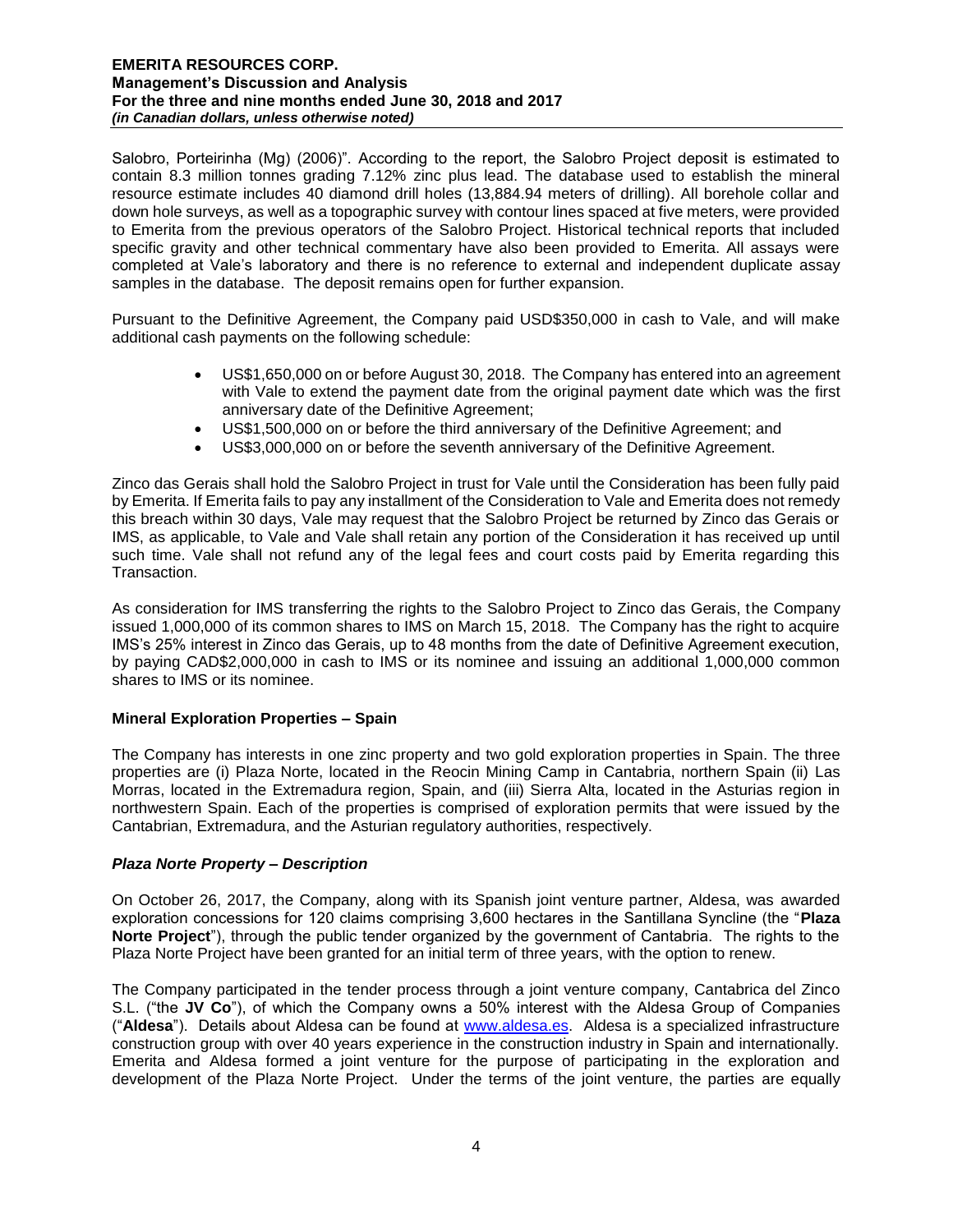Salobro, Porteirinha (Mg) (2006)". According to the report, the Salobro Project deposit is estimated to contain 8.3 million tonnes grading 7.12% zinc plus lead. The database used to establish the mineral resource estimate includes 40 diamond drill holes (13,884.94 meters of drilling). All borehole collar and down hole surveys, as well as a topographic survey with contour lines spaced at five meters, were provided to Emerita from the previous operators of the Salobro Project. Historical technical reports that included specific gravity and other technical commentary have also been provided to Emerita. All assays were completed at Vale's laboratory and there is no reference to external and independent duplicate assay samples in the database. The deposit remains open for further expansion.

Pursuant to the Definitive Agreement, the Company paid USD$350,000 in cash to Vale, and will make additional cash payments on the following schedule:

- US$1,650,000 on or before August 30, 2018. The Company has entered into an agreement with Vale to extend the payment date from the original payment date which was the first anniversary date of the Definitive Agreement;
- US$1,500,000 on or before the third anniversary of the Definitive Agreement; and
- US$3,000,000 on or before the seventh anniversary of the Definitive Agreement.

Zinco das Gerais shall hold the Salobro Project in trust for Vale until the Consideration has been fully paid by Emerita. If Emerita fails to pay any installment of the Consideration to Vale and Emerita does not remedy this breach within 30 days, Vale may request that the Salobro Project be returned by Zinco das Gerais or IMS, as applicable, to Vale and Vale shall retain any portion of the Consideration it has received up until such time. Vale shall not refund any of the legal fees and court costs paid by Emerita regarding this Transaction.

As consideration for IMS transferring the rights to the Salobro Project to Zinco das Gerais, the Company issued 1,000,000 of its common shares to IMS on March 15, 2018. The Company has the right to acquire IMS's 25% interest in Zinco das Gerais, up to 48 months from the date of Definitive Agreement execution, by paying CAD$2,000,000 in cash to IMS or its nominee and issuing an additional 1,000,000 common shares to IMS or its nominee.

**Mineral Exploration Properties – Spain**

The Company has interests in one zinc property and two gold exploration properties in Spain. The three properties are (i) Plaza Norte, located in the Reocin Mining Camp in Cantabria, northern Spain (ii) Las Morras, located in the Extremadura region, Spain, and (iii) Sierra Alta, located in the Asturias region in northwestern Spain. Each of the properties is comprised of exploration permits that were issued by the Cantabrian, Extremadura, and the Asturian regulatory authorities, respectively.

***Plaza Norte Property – Description***

On October 26, 2017, the Company, along with its Spanish joint venture partner, Aldesa, was awarded exploration concessions for 120 claims comprising 3,600 hectares in the Santillana Syncline (the "**Plaza Norte Project**"), through the public tender organized by the government of Cantabria. The rights to the Plaza Norte Project have been granted for an initial term of three years, with the option to renew.

The Company participated in the tender process through a joint venture company, Cantabrica del Zinco S.L. ("the **JV Co**"), of which the Company owns a 50% interest with the Aldesa Group of Companies ("**Aldesa**"). Details about Aldesa can be found at www.aldesa.es. Aldesa is a specialized infrastructure construction group with over 40 years experience in the construction industry in Spain and internationally. Emerita and Aldesa formed a joint venture for the purpose of participating in the exploration and development of the Plaza Norte Project. Under the terms of the joint venture, the parties are equally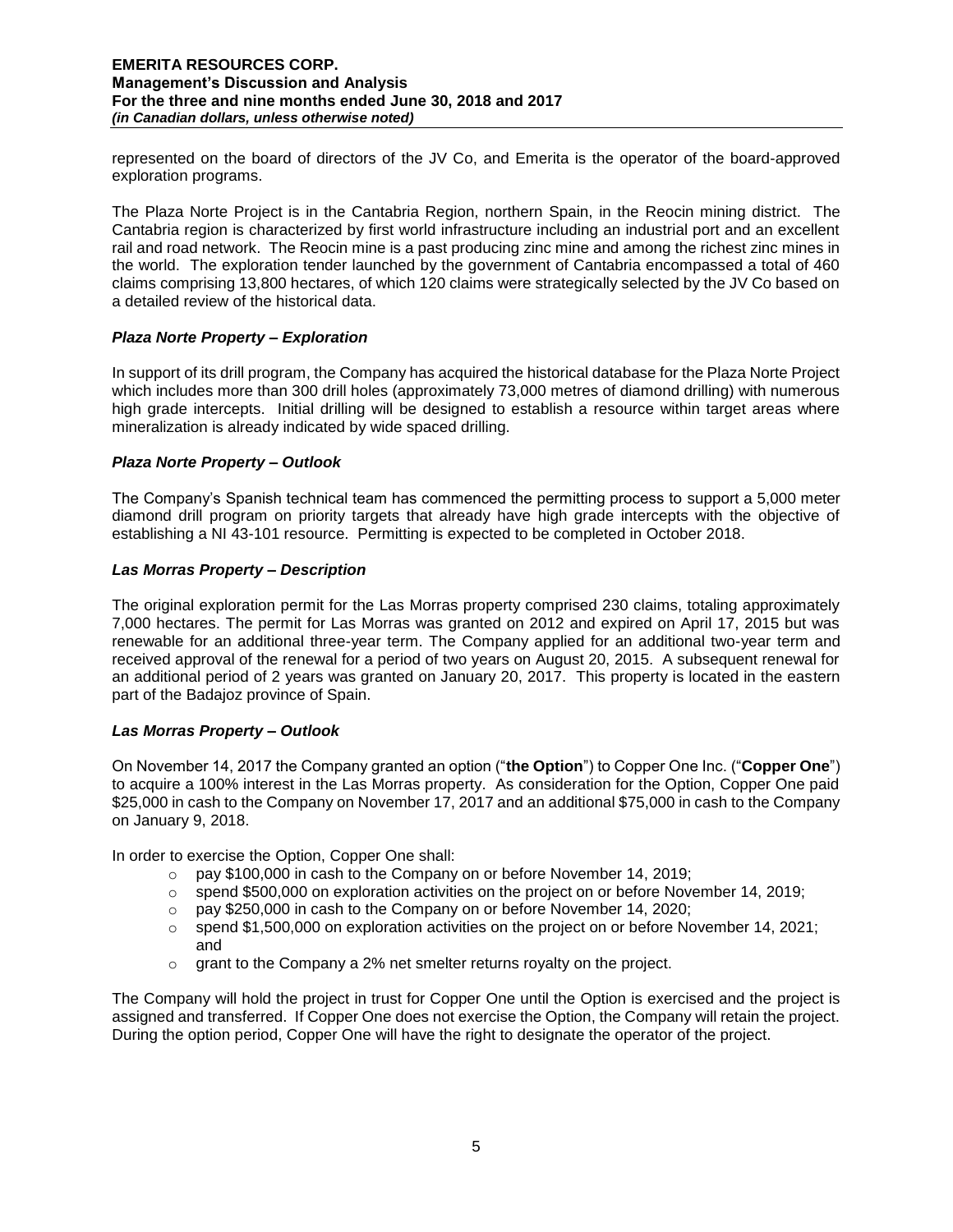represented on the board of directors of the JV Co, and Emerita is the operator of the board-approved exploration programs.

The Plaza Norte Project is in the Cantabria Region, northern Spain, in the Reocin mining district. The Cantabria region is characterized by first world infrastructure including an industrial port and an excellent rail and road network. The Reocin mine is a past producing zinc mine and among the richest zinc mines in the world. The exploration tender launched by the government of Cantabria encompassed a total of 460 claims comprising 13,800 hectares, of which 120 claims were strategically selected by the JV Co based on a detailed review of the historical data.

### *Plaza Norte Property – Exploration*

In support of its drill program, the Company has acquired the historical database for the Plaza Norte Project which includes more than 300 drill holes (approximately 73,000 metres of diamond drilling) with numerous high grade intercepts. Initial drilling will be designed to establish a resource within target areas where mineralization is already indicated by wide spaced drilling.

### *Plaza Norte Property – Outlook*

The Company's Spanish technical team has commenced the permitting process to support a 5,000 meter diamond drill program on priority targets that already have high grade intercepts with the objective of establishing a NI 43-101 resource. Permitting is expected to be completed in October 2018.

### *Las Morras Property – Description*

The original exploration permit for the Las Morras property comprised 230 claims, totaling approximately 7,000 hectares. The permit for Las Morras was granted on 2012 and expired on April 17, 2015 but was renewable for an additional three-year term. The Company applied for an additional two-year term and received approval of the renewal for a period of two years on August 20, 2015. A subsequent renewal for an additional period of 2 years was granted on January 20, 2017. This property is located in the eastern part of the Badajoz province of Spain.

### *Las Morras Property – Outlook*

On November 14, 2017 the Company granted an option ("**the Option**") to Copper One Inc. ("**Copper One**") to acquire a 100% interest in the Las Morras property. As consideration for the Option, Copper One paid $25,000 in cash to the Company on November 17, 2017 and an additional $75,000 in cash to the Company on January 9, 2018.

In order to exercise the Option, Copper One shall:

- pay $100,000 in cash to the Company on or before November 14, 2019;
- spend $500,000 on exploration activities on the project on or before November 14, 2019;
- pay $250,000 in cash to the Company on or before November 14, 2020;
- spend $1,500,000 on exploration activities on the project on or before November 14, 2021; and
- grant to the Company a 2% net smelter returns royalty on the project.

The Company will hold the project in trust for Copper One until the Option is exercised and the project is assigned and transferred. If Copper One does not exercise the Option, the Company will retain the project. During the option period, Copper One will have the right to designate the operator of the project.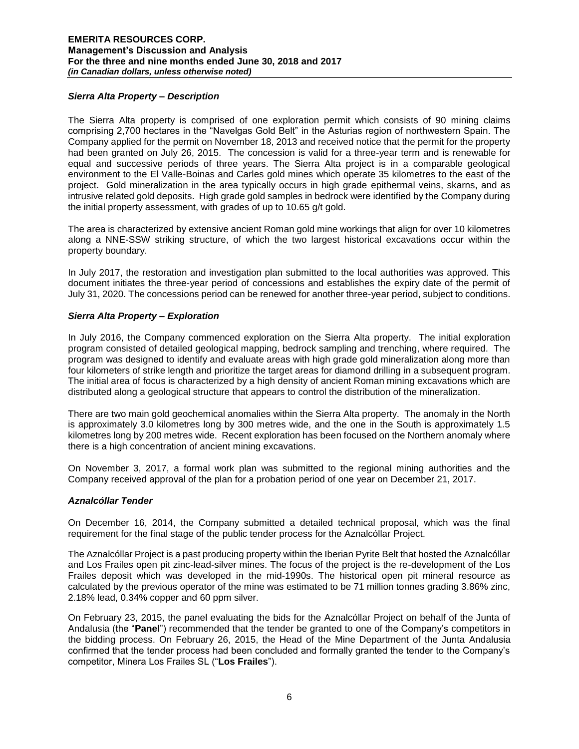### *Sierra Alta Property – Description*

The Sierra Alta property is comprised of one exploration permit which consists of 90 mining claims comprising 2,700 hectares in the "Navelgas Gold Belt" in the Asturias region of northwestern Spain. The Company applied for the permit on November 18, 2013 and received notice that the permit for the property had been granted on July 26, 2015. The concession is valid for a three-year term and is renewable for equal and successive periods of three years. The Sierra Alta project is in a comparable geological environment to the El Valle-Boinas and Carles gold mines which operate 35 kilometres to the east of the project. Gold mineralization in the area typically occurs in high grade epithermal veins, skarns, and as intrusive related gold deposits. High grade gold samples in bedrock were identified by the Company during the initial property assessment, with grades of up to 10.65 g/t gold.

The area is characterized by extensive ancient Roman gold mine workings that align for over 10 kilometres along a NNE-SSW striking structure, of which the two largest historical excavations occur within the property boundary.

In July 2017, the restoration and investigation plan submitted to the local authorities was approved. This document initiates the three-year period of concessions and establishes the expiry date of the permit of July 31, 2020. The concessions period can be renewed for another three-year period, subject to conditions.

### *Sierra Alta Property – Exploration*

In July 2016, the Company commenced exploration on the Sierra Alta property. The initial exploration program consisted of detailed geological mapping, bedrock sampling and trenching, where required. The program was designed to identify and evaluate areas with high grade gold mineralization along more than four kilometers of strike length and prioritize the target areas for diamond drilling in a subsequent program. The initial area of focus is characterized by a high density of ancient Roman mining excavations which are distributed along a geological structure that appears to control the distribution of the mineralization.

There are two main gold geochemical anomalies within the Sierra Alta property. The anomaly in the North is approximately 3.0 kilometres long by 300 metres wide, and the one in the South is approximately 1.5 kilometres long by 200 metres wide. Recent exploration has been focused on the Northern anomaly where there is a high concentration of ancient mining excavations.

On November 3, 2017, a formal work plan was submitted to the regional mining authorities and the Company received approval of the plan for a probation period of one year on December 21, 2017.

### *Aznalcóllar Tender*

On December 16, 2014, the Company submitted a detailed technical proposal, which was the final requirement for the final stage of the public tender process for the Aznalcóllar Project.

The Aznalcóllar Project is a past producing property within the Iberian Pyrite Belt that hosted the Aznalcóllar and Los Frailes open pit zinc-lead-silver mines. The focus of the project is the re-development of the Los Frailes deposit which was developed in the mid-1990s. The historical open pit mineral resource as calculated by the previous operator of the mine was estimated to be 71 million tonnes grading 3.86% zinc, 2.18% lead, 0.34% copper and 60 ppm silver.

On February 23, 2015, the panel evaluating the bids for the Aznalcóllar Project on behalf of the Junta of Andalusia (the "**Panel**") recommended that the tender be granted to one of the Company's competitors in the bidding process. On February 26, 2015, the Head of the Mine Department of the Junta Andalusia confirmed that the tender process had been concluded and formally granted the tender to the Company's competitor, Minera Los Frailes SL ("**Los Frailes**").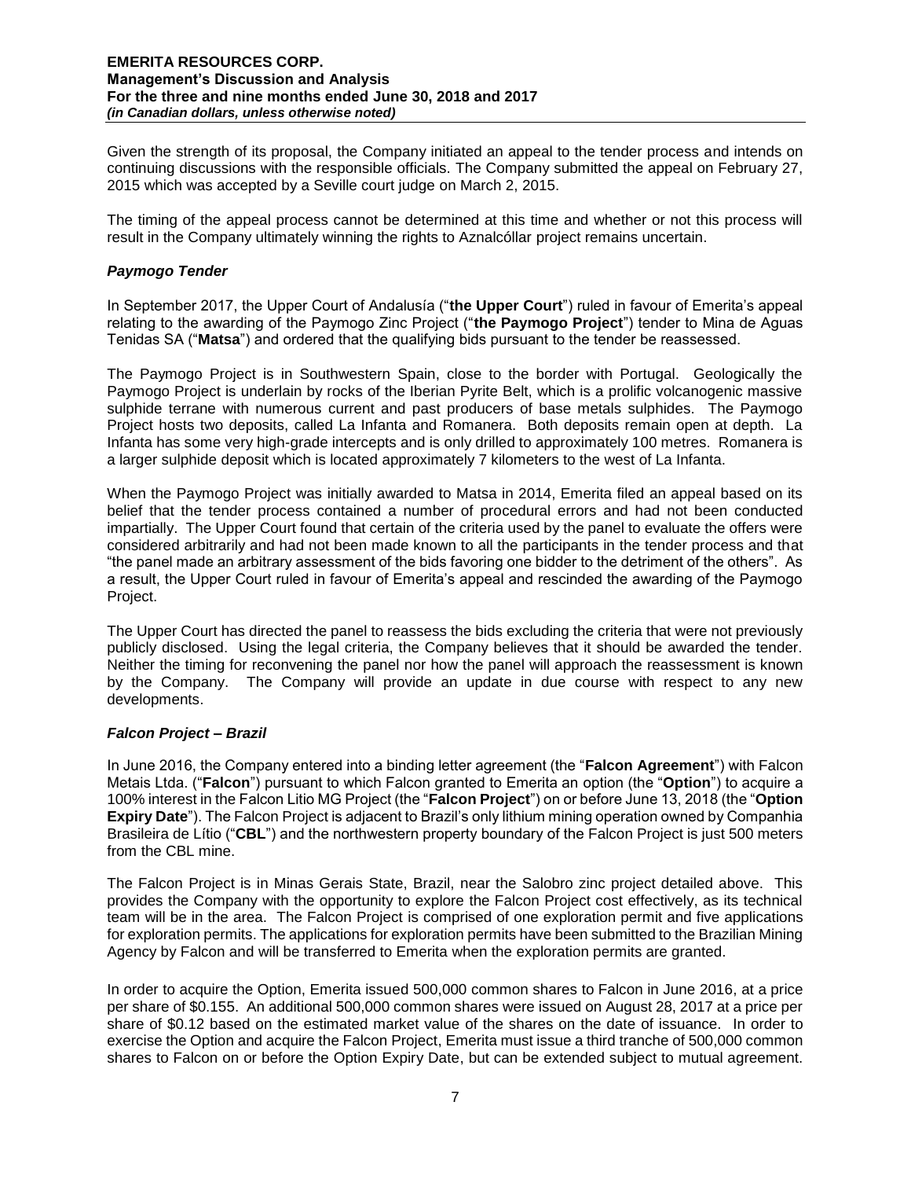Given the strength of its proposal, the Company initiated an appeal to the tender process and intends on continuing discussions with the responsible officials. The Company submitted the appeal on February 27, 2015 which was accepted by a Seville court judge on March 2, 2015.

The timing of the appeal process cannot be determined at this time and whether or not this process will result in the Company ultimately winning the rights to Aznalcóllar project remains uncertain.

### *Paymogo Tender*

In September 2017, the Upper Court of Andalusía ("**the Upper Court**") ruled in favour of Emerita's appeal relating to the awarding of the Paymogo Zinc Project ("**the Paymogo Project**") tender to Mina de Aguas Tenidas SA ("**Matsa**") and ordered that the qualifying bids pursuant to the tender be reassessed.

The Paymogo Project is in Southwestern Spain, close to the border with Portugal. Geologically the Paymogo Project is underlain by rocks of the Iberian Pyrite Belt, which is a prolific volcanogenic massive sulphide terrane with numerous current and past producers of base metals sulphides. The Paymogo Project hosts two deposits, called La Infanta and Romanera. Both deposits remain open at depth. La Infanta has some very high-grade intercepts and is only drilled to approximately 100 metres. Romanera is a larger sulphide deposit which is located approximately 7 kilometers to the west of La Infanta.

When the Paymogo Project was initially awarded to Matsa in 2014, Emerita filed an appeal based on its belief that the tender process contained a number of procedural errors and had not been conducted impartially. The Upper Court found that certain of the criteria used by the panel to evaluate the offers were considered arbitrarily and had not been made known to all the participants in the tender process and that "the panel made an arbitrary assessment of the bids favoring one bidder to the detriment of the others". As a result, the Upper Court ruled in favour of Emerita's appeal and rescinded the awarding of the Paymogo Project.

The Upper Court has directed the panel to reassess the bids excluding the criteria that were not previously publicly disclosed. Using the legal criteria, the Company believes that it should be awarded the tender. Neither the timing for reconvening the panel nor how the panel will approach the reassessment is known by the Company. The Company will provide an update in due course with respect to any new developments.

### *Falcon Project – Brazil*

In June 2016, the Company entered into a binding letter agreement (the "**Falcon Agreement**") with Falcon Metais Ltda. ("**Falcon**") pursuant to which Falcon granted to Emerita an option (the "**Option**") to acquire a 100% interest in the Falcon Litio MG Project (the "**Falcon Project**") on or before June 13, 2018 (the "**Option Expiry Date**"). The Falcon Project is adjacent to Brazil's only lithium mining operation owned by Companhia Brasileira de Lítio ("**CBL**") and the northwestern property boundary of the Falcon Project is just 500 meters from the CBL mine.

The Falcon Project is in Minas Gerais State, Brazil, near the Salobro zinc project detailed above. This provides the Company with the opportunity to explore the Falcon Project cost effectively, as its technical team will be in the area. The Falcon Project is comprised of one exploration permit and five applications for exploration permits. The applications for exploration permits have been submitted to the Brazilian Mining Agency by Falcon and will be transferred to Emerita when the exploration permits are granted.

In order to acquire the Option, Emerita issued 500,000 common shares to Falcon in June 2016, at a price per share of $0.155. An additional 500,000 common shares were issued on August 28, 2017 at a price per share of $0.12 based on the estimated market value of the shares on the date of issuance. In order to exercise the Option and acquire the Falcon Project, Emerita must issue a third tranche of 500,000 common shares to Falcon on or before the Option Expiry Date, but can be extended subject to mutual agreement.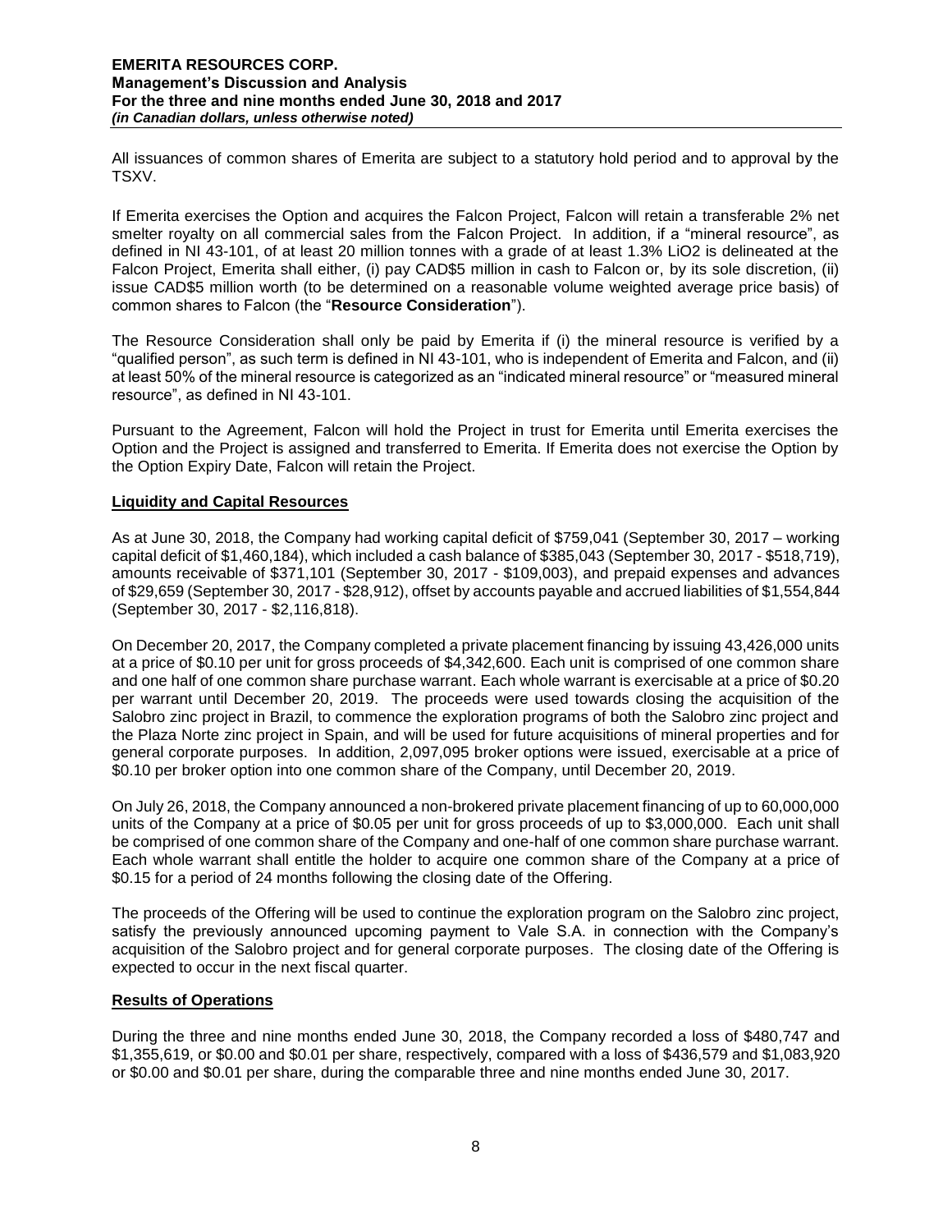All issuances of common shares of Emerita are subject to a statutory hold period and to approval by the TSXV.

If Emerita exercises the Option and acquires the Falcon Project, Falcon will retain a transferable 2% net smelter royalty on all commercial sales from the Falcon Project. In addition, if a "mineral resource", as defined in NI 43-101, of at least 20 million tonnes with a grade of at least 1.3% LiO2 is delineated at the Falcon Project, Emerita shall either, (i) pay CAD$5 million in cash to Falcon or, by its sole discretion, (ii) issue CAD$5 million worth (to be determined on a reasonable volume weighted average price basis) of common shares to Falcon (the "**Resource Consideration**").

The Resource Consideration shall only be paid by Emerita if (i) the mineral resource is verified by a "qualified person", as such term is defined in NI 43-101, who is independent of Emerita and Falcon, and (ii) at least 50% of the mineral resource is categorized as an "indicated mineral resource" or "measured mineral resource", as defined in NI 43-101.

Pursuant to the Agreement, Falcon will hold the Project in trust for Emerita until Emerita exercises the Option and the Project is assigned and transferred to Emerita. If Emerita does not exercise the Option by the Option Expiry Date, Falcon will retain the Project.

## Liquidity and Capital Resources

As at June 30, 2018, the Company had working capital deficit of $759,041 (September 30, 2017 – working capital deficit of $1,460,184), which included a cash balance of $385,043 (September 30, 2017 - $518,719), amounts receivable of $371,101 (September 30, 2017 - $109,003), and prepaid expenses and advances of $29,659 (September 30, 2017 - $28,912), offset by accounts payable and accrued liabilities of $1,554,844 (September 30, 2017 - $2,116,818).

On December 20, 2017, the Company completed a private placement financing by issuing 43,426,000 units at a price of $0.10 per unit for gross proceeds of $4,342,600. Each unit is comprised of one common share and one half of one common share purchase warrant. Each whole warrant is exercisable at a price of $0.20 per warrant until December 20, 2019. The proceeds were used towards closing the acquisition of the Salobro zinc project in Brazil, to commence the exploration programs of both the Salobro zinc project and the Plaza Norte zinc project in Spain, and will be used for future acquisitions of mineral properties and for general corporate purposes. In addition, 2,097,095 broker options were issued, exercisable at a price of $0.10 per broker option into one common share of the Company, until December 20, 2019.

On July 26, 2018, the Company announced a non-brokered private placement financing of up to 60,000,000 units of the Company at a price of $0.05 per unit for gross proceeds of up to $3,000,000. Each unit shall be comprised of one common share of the Company and one-half of one common share purchase warrant. Each whole warrant shall entitle the holder to acquire one common share of the Company at a price of $0.15 for a period of 24 months following the closing date of the Offering.

The proceeds of the Offering will be used to continue the exploration program on the Salobro zinc project, satisfy the previously announced upcoming payment to Vale S.A. in connection with the Company's acquisition of the Salobro project and for general corporate purposes. The closing date of the Offering is expected to occur in the next fiscal quarter.

## Results of Operations

During the three and nine months ended June 30, 2018, the Company recorded a loss of $480,747 and $1,355,619, or $0.00 and $0.01 per share, respectively, compared with a loss of $436,579 and $1,083,920 or $0.00 and $0.01 per share, during the comparable three and nine months ended June 30, 2017.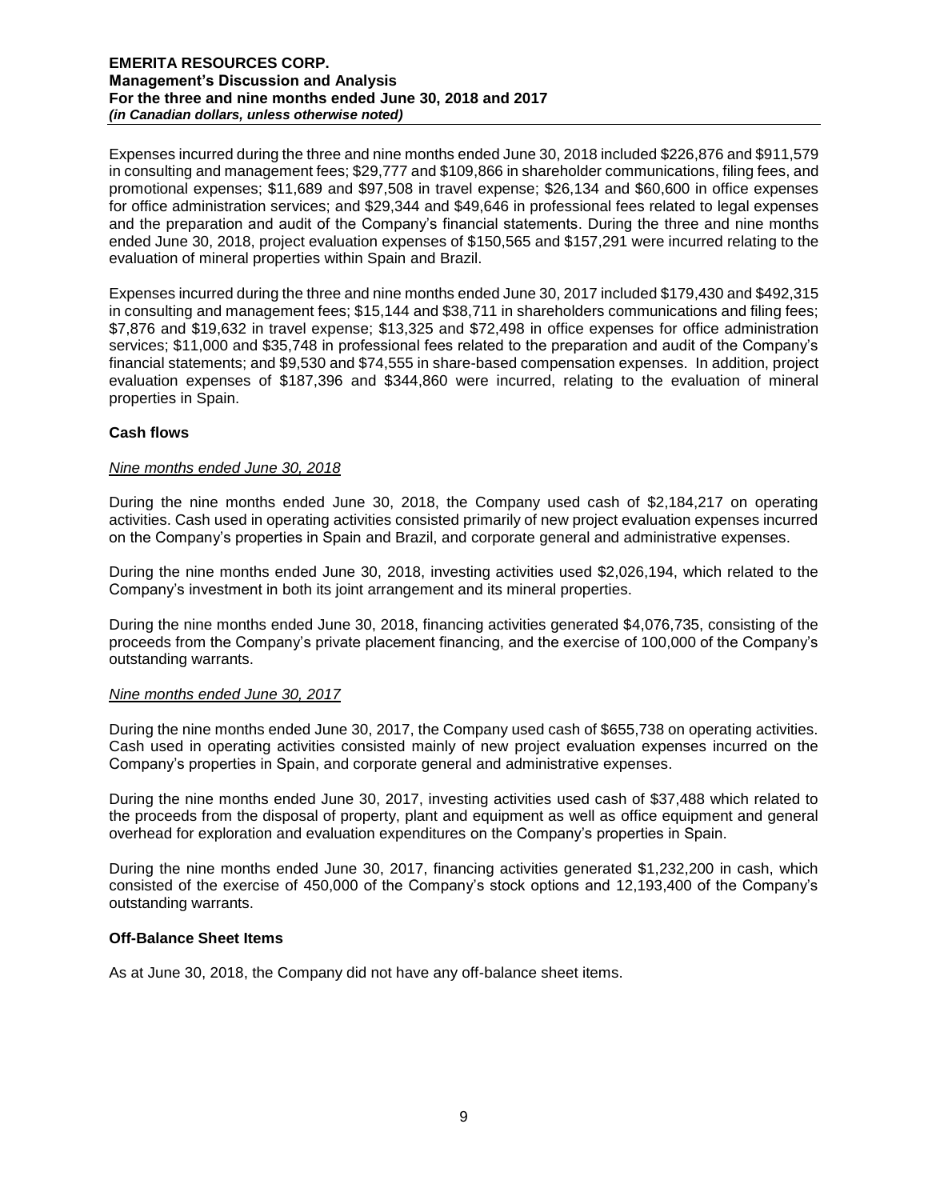Expenses incurred during the three and nine months ended June 30, 2018 included $226,876 and $911,579 in consulting and management fees; $29,777 and $109,866 in shareholder communications, filing fees, and promotional expenses; $11,689 and $97,508 in travel expense; $26,134 and $60,600 in office expenses for office administration services; and $29,344 and $49,646 in professional fees related to legal expenses and the preparation and audit of the Company's financial statements. During the three and nine months ended June 30, 2018, project evaluation expenses of $150,565 and $157,291 were incurred relating to the evaluation of mineral properties within Spain and Brazil.

Expenses incurred during the three and nine months ended June 30, 2017 included $179,430 and $492,315 in consulting and management fees; $15,144 and $38,711 in shareholders communications and filing fees; $7,876 and $19,632 in travel expense; $13,325 and $72,498 in office expenses for office administration services; $11,000 and $35,748 in professional fees related to the preparation and audit of the Company's financial statements; and $9,530 and $74,555 in share-based compensation expenses. In addition, project evaluation expenses of $187,396 and $344,860 were incurred, relating to the evaluation of mineral properties in Spain.

### Cash flows

*Nine months ended June 30, 2018*

During the nine months ended June 30, 2018, the Company used cash of $2,184,217 on operating activities. Cash used in operating activities consisted primarily of new project evaluation expenses incurred on the Company's properties in Spain and Brazil, and corporate general and administrative expenses.

During the nine months ended June 30, 2018, investing activities used $2,026,194, which related to the Company's investment in both its joint arrangement and its mineral properties.

During the nine months ended June 30, 2018, financing activities generated $4,076,735, consisting of the proceeds from the Company's private placement financing, and the exercise of 100,000 of the Company's outstanding warrants.

*Nine months ended June 30, 2017*

During the nine months ended June 30, 2017, the Company used cash of $655,738 on operating activities. Cash used in operating activities consisted mainly of new project evaluation expenses incurred on the Company's properties in Spain, and corporate general and administrative expenses.

During the nine months ended June 30, 2017, investing activities used cash of $37,488 which related to the proceeds from the disposal of property, plant and equipment as well as office equipment and general overhead for exploration and evaluation expenditures on the Company's properties in Spain.

During the nine months ended June 30, 2017, financing activities generated $1,232,200 in cash, which consisted of the exercise of 450,000 of the Company's stock options and 12,193,400 of the Company's outstanding warrants.

### Off-Balance Sheet Items

As at June 30, 2018, the Company did not have any off-balance sheet items.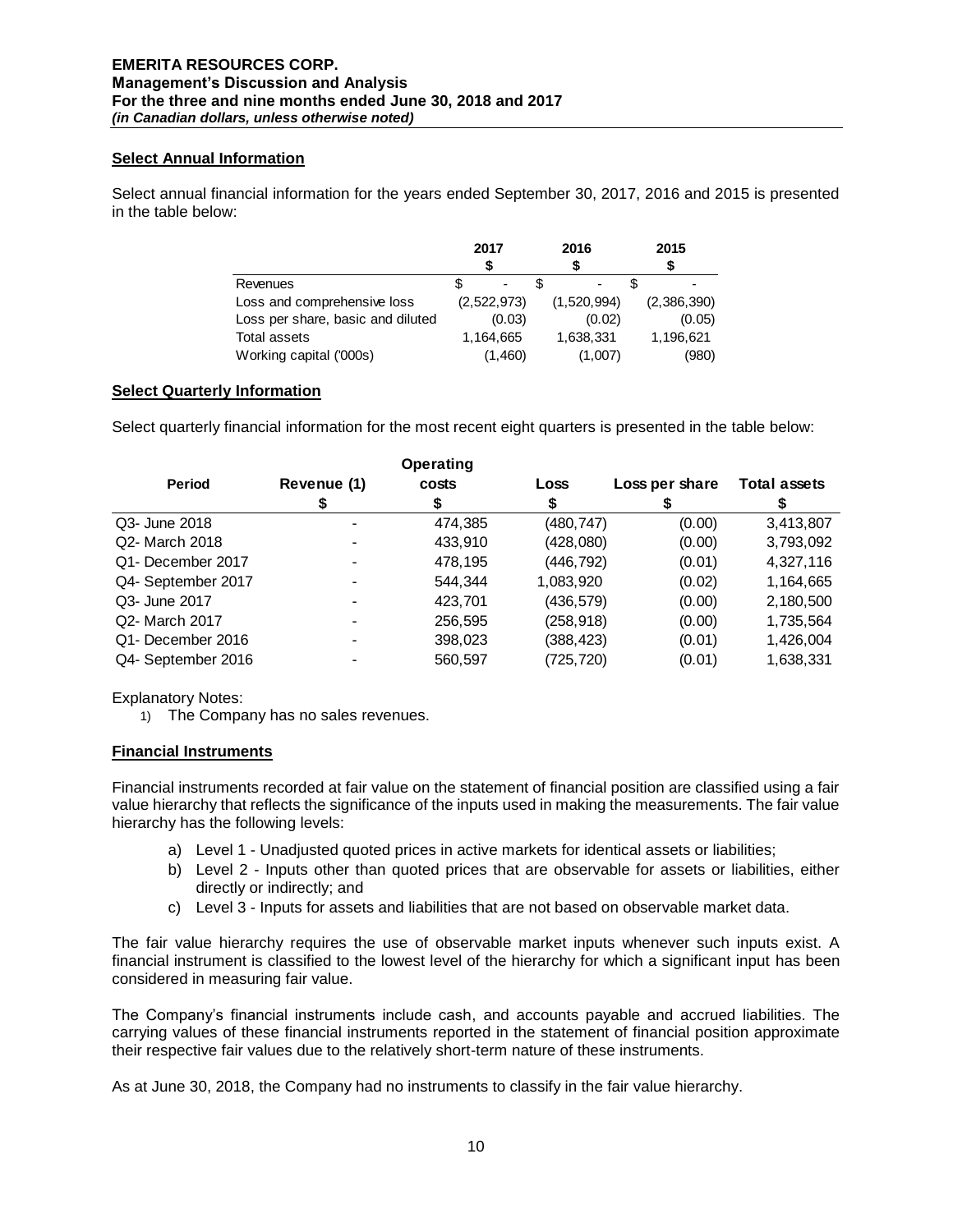## Select Annual Information

Select annual financial information for the years ended September 30, 2017, 2016 and 2015 is presented in the table below:

| | 2017<br>$ | 2016<br>$ | 2015<br>$ |
|---|---|---|---|
| Revenues | $ - | $ - | $ - |
| Loss and comprehensive loss | (2,522,973) | (1,520,994) | (2,386,390) |
| Loss per share, basic and diluted | (0.03) | (0.02) | (0.05) |
| Total assets | 1,164,665 | 1,638,331 | 1,196,621 |
| Working capital ('000s) | (1,460) | (1,007) | (980) |

## Select Quarterly Information

Select quarterly financial information for the most recent eight quarters is presented in the table below:

| Period | Revenue (1)<br>$ | Operating costs<br>$ | Loss<br>$ | Loss per share<br>$ | Total assets<br>$ |
|---|---|---|---|---|---|
| Q3- June 2018 | - | 474,385 | (480,747) | (0.00) | 3,413,807 |
| Q2- March 2018 | - | 433,910 | (428,080) | (0.00) | 3,793,092 |
| Q1- December 2017 | - | 478,195 | (446,792) | (0.01) | 4,327,116 |
| Q4- September 2017 | - | 544,344 | 1,083,920 | (0.02) | 1,164,665 |
| Q3- June 2017 | - | 423,701 | (436,579) | (0.00) | 2,180,500 |
| Q2- March 2017 | - | 256,595 | (258,918) | (0.00) | 1,735,564 |
| Q1- December 2016 | - | 398,023 | (388,423) | (0.01) | 1,426,004 |
| Q4- September 2016 | - | 560,597 | (725,720) | (0.01) | 1,638,331 |

Explanatory Notes:

1) The Company has no sales revenues.

## Financial Instruments

Financial instruments recorded at fair value on the statement of financial position are classified using a fair value hierarchy that reflects the significance of the inputs used in making the measurements. The fair value hierarchy has the following levels:

a) Level 1 - Unadjusted quoted prices in active markets for identical assets or liabilities;
b) Level 2 - Inputs other than quoted prices that are observable for assets or liabilities, either directly or indirectly; and
c) Level 3 - Inputs for assets and liabilities that are not based on observable market data.

The fair value hierarchy requires the use of observable market inputs whenever such inputs exist. A financial instrument is classified to the lowest level of the hierarchy for which a significant input has been considered in measuring fair value.

The Company's financial instruments include cash, and accounts payable and accrued liabilities. The carrying values of these financial instruments reported in the statement of financial position approximate their respective fair values due to the relatively short-term nature of these instruments.

As at June 30, 2018, the Company had no instruments to classify in the fair value hierarchy.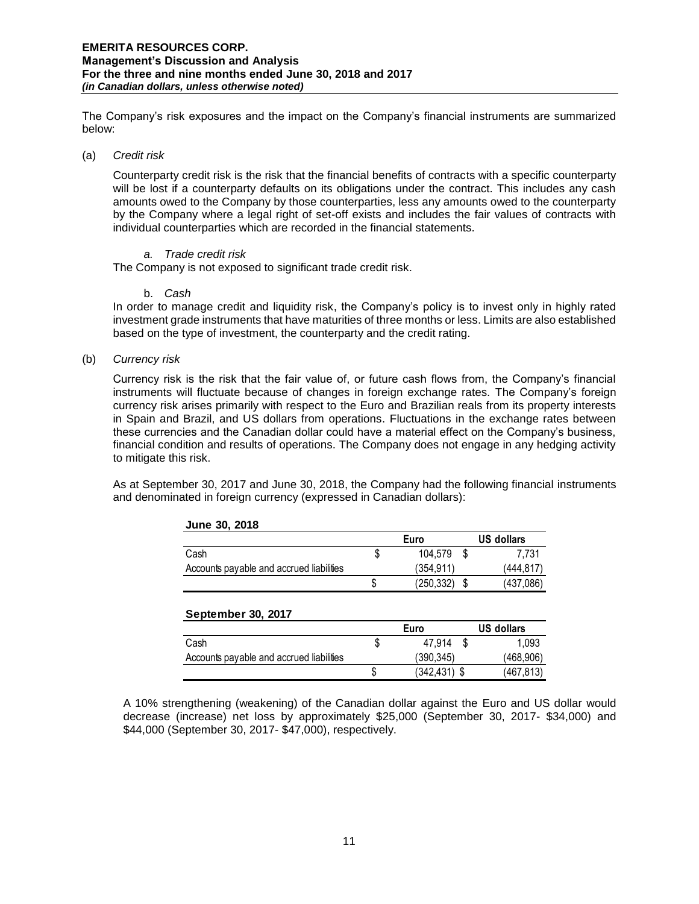The Company's risk exposures and the impact on the Company's financial instruments are summarized below:

(a) *Credit risk*

Counterparty credit risk is the risk that the financial benefits of contracts with a specific counterparty will be lost if a counterparty defaults on its obligations under the contract. This includes any cash amounts owed to the Company by those counterparties, less any amounts owed to the counterparty by the Company where a legal right of set-off exists and includes the fair values of contracts with individual counterparties which are recorded in the financial statements.

*a. Trade credit risk*

The Company is not exposed to significant trade credit risk.

b. *Cash*

In order to manage credit and liquidity risk, the Company's policy is to invest only in highly rated investment grade instruments that have maturities of three months or less. Limits are also established based on the type of investment, the counterparty and the credit rating.

(b) *Currency risk*

Currency risk is the risk that the fair value of, or future cash flows from, the Company's financial instruments will fluctuate because of changes in foreign exchange rates. The Company's foreign currency risk arises primarily with respect to the Euro and Brazilian reals from its property interests in Spain and Brazil, and US dollars from operations. Fluctuations in the exchange rates between these currencies and the Canadian dollar could have a material effect on the Company's business, financial condition and results of operations. The Company does not engage in any hedging activity to mitigate this risk.

As at September 30, 2017 and June 30, 2018, the Company had the following financial instruments and denominated in foreign currency (expressed in Canadian dollars):

**June 30, 2018**

| | Euro | US dollars |
|---|---|---|
| Cash | $ 104,579 | $ 7,731 |
| Accounts payable and accrued liabilities | (354,911) | (444,817) |
| | $ (250,332) | $ (437,086) |

**September 30, 2017**

| | Euro | US dollars |
|---|---|---|
| Cash | $ 47,914 | $ 1,093 |
| Accounts payable and accrued liabilities | (390,345) | (468,906) |
| | $ (342,431) | $ (467,813) |

A 10% strengthening (weakening) of the Canadian dollar against the Euro and US dollar would decrease (increase) net loss by approximately $25,000 (September 30, 2017- $34,000) and $44,000 (September 30, 2017- $47,000), respectively.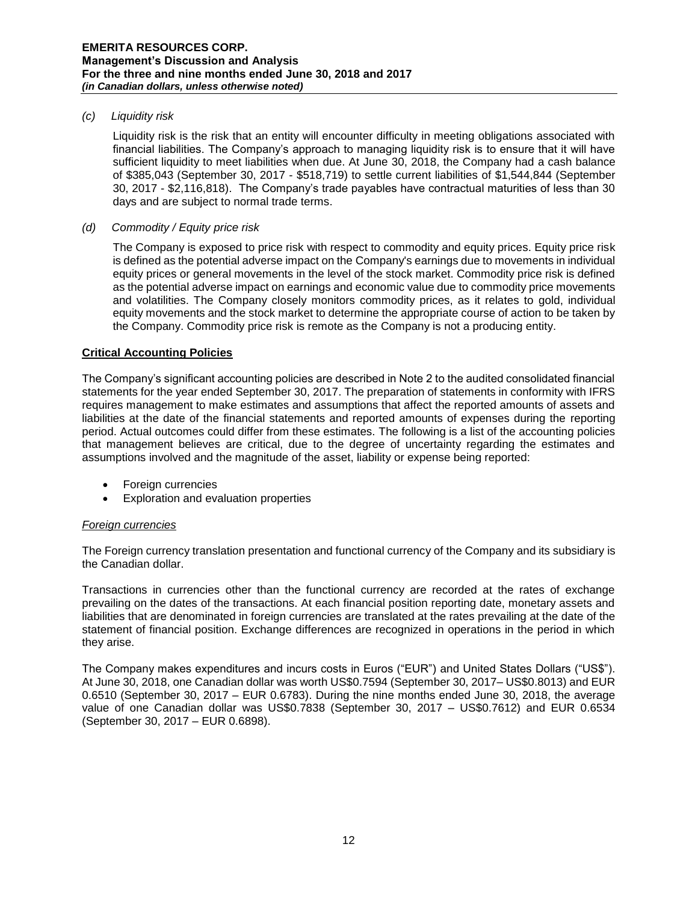*(c) Liquidity risk*

Liquidity risk is the risk that an entity will encounter difficulty in meeting obligations associated with financial liabilities. The Company's approach to managing liquidity risk is to ensure that it will have sufficient liquidity to meet liabilities when due. At June 30, 2018, the Company had a cash balance of $385,043 (September 30, 2017 - $518,719) to settle current liabilities of $1,544,844 (September 30, 2017 - $2,116,818). The Company's trade payables have contractual maturities of less than 30 days and are subject to normal trade terms.

*(d) Commodity / Equity price risk*

The Company is exposed to price risk with respect to commodity and equity prices. Equity price risk is defined as the potential adverse impact on the Company's earnings due to movements in individual equity prices or general movements in the level of the stock market. Commodity price risk is defined as the potential adverse impact on earnings and economic value due to commodity price movements and volatilities. The Company closely monitors commodity prices, as it relates to gold, individual equity movements and the stock market to determine the appropriate course of action to be taken by the Company. Commodity price risk is remote as the Company is not a producing entity.

## Critical Accounting Policies

The Company's significant accounting policies are described in Note 2 to the audited consolidated financial statements for the year ended September 30, 2017. The preparation of statements in conformity with IFRS requires management to make estimates and assumptions that affect the reported amounts of assets and liabilities at the date of the financial statements and reported amounts of expenses during the reporting period. Actual outcomes could differ from these estimates. The following is a list of the accounting policies that management believes are critical, due to the degree of uncertainty regarding the estimates and assumptions involved and the magnitude of the asset, liability or expense being reported:

- Foreign currencies
- Exploration and evaluation properties

*Foreign currencies*

The Foreign currency translation presentation and functional currency of the Company and its subsidiary is the Canadian dollar.

Transactions in currencies other than the functional currency are recorded at the rates of exchange prevailing on the dates of the transactions. At each financial position reporting date, monetary assets and liabilities that are denominated in foreign currencies are translated at the rates prevailing at the date of the statement of financial position. Exchange differences are recognized in operations in the period in which they arise.

The Company makes expenditures and incurs costs in Euros ("EUR") and United States Dollars ("US$"). At June 30, 2018, one Canadian dollar was worth US$0.7594 (September 30, 2017– US$0.8013) and EUR 0.6510 (September 30, 2017 – EUR 0.6783). During the nine months ended June 30, 2018, the average value of one Canadian dollar was US$0.7838 (September 30, 2017 – US$0.7612) and EUR 0.6534 (September 30, 2017 – EUR 0.6898).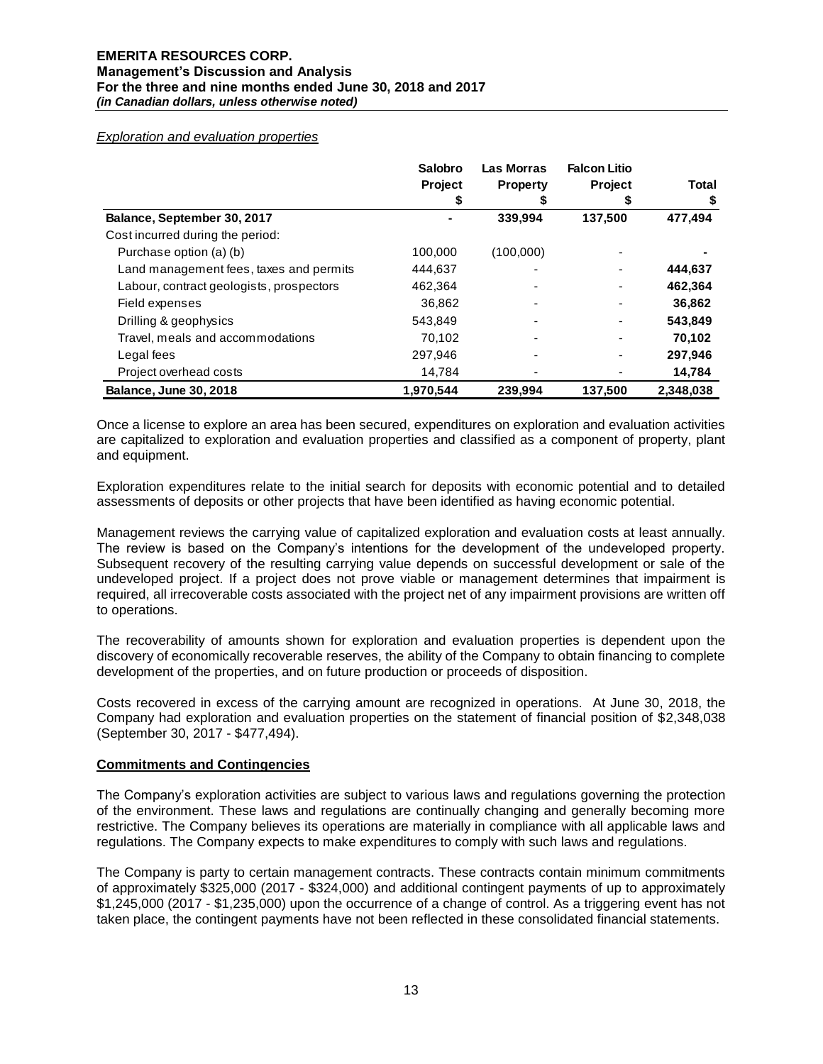*Exploration and evaluation properties*

| | Salobro Project | Las Morras Property | Falcon Litio Project | Total |
|---|---|---|---|---|
| | $ | $ | $ | $ |
| **Balance, September 30, 2017** | - | **339,994** | **137,500** | **477,494** |
| Cost incurred during the period: | | | | |
| Purchase option (a) (b) | 100,000 | (100,000) | - | **-** |
| Land management fees, taxes and permits | 444,637 | - | - | **444,637** |
| Labour, contract geologists, prospectors | 462,364 | - | - | **462,364** |
| Field expenses | 36,862 | - | - | **36,862** |
| Drilling & geophysics | 543,849 | - | - | **543,849** |
| Travel, meals and accommodations | 70,102 | - | - | **70,102** |
| Legal fees | 297,946 | - | - | **297,946** |
| Project overhead costs | 14,784 | - | - | **14,784** |
| **Balance, June 30, 2018** | **1,970,544** | **239,994** | **137,500** | **2,348,038** |

Once a license to explore an area has been secured, expenditures on exploration and evaluation activities are capitalized to exploration and evaluation properties and classified as a component of property, plant and equipment.

Exploration expenditures relate to the initial search for deposits with economic potential and to detailed assessments of deposits or other projects that have been identified as having economic potential.

Management reviews the carrying value of capitalized exploration and evaluation costs at least annually. The review is based on the Company's intentions for the development of the undeveloped property. Subsequent recovery of the resulting carrying value depends on successful development or sale of the undeveloped project. If a project does not prove viable or management determines that impairment is required, all irrecoverable costs associated with the project net of any impairment provisions are written off to operations.

The recoverability of amounts shown for exploration and evaluation properties is dependent upon the discovery of economically recoverable reserves, the ability of the Company to obtain financing to complete development of the properties, and on future production or proceeds of disposition.

Costs recovered in excess of the carrying amount are recognized in operations. At June 30, 2018, the Company had exploration and evaluation properties on the statement of financial position of $2,348,038 (September 30, 2017 - $477,494).

## Commitments and Contingencies

The Company's exploration activities are subject to various laws and regulations governing the protection of the environment. These laws and regulations are continually changing and generally becoming more restrictive. The Company believes its operations are materially in compliance with all applicable laws and regulations. The Company expects to make expenditures to comply with such laws and regulations.

The Company is party to certain management contracts. These contracts contain minimum commitments of approximately $325,000 (2017 - $324,000) and additional contingent payments of up to approximately $1,245,000 (2017 - $1,235,000) upon the occurrence of a change of control. As a triggering event has not taken place, the contingent payments have not been reflected in these consolidated financial statements.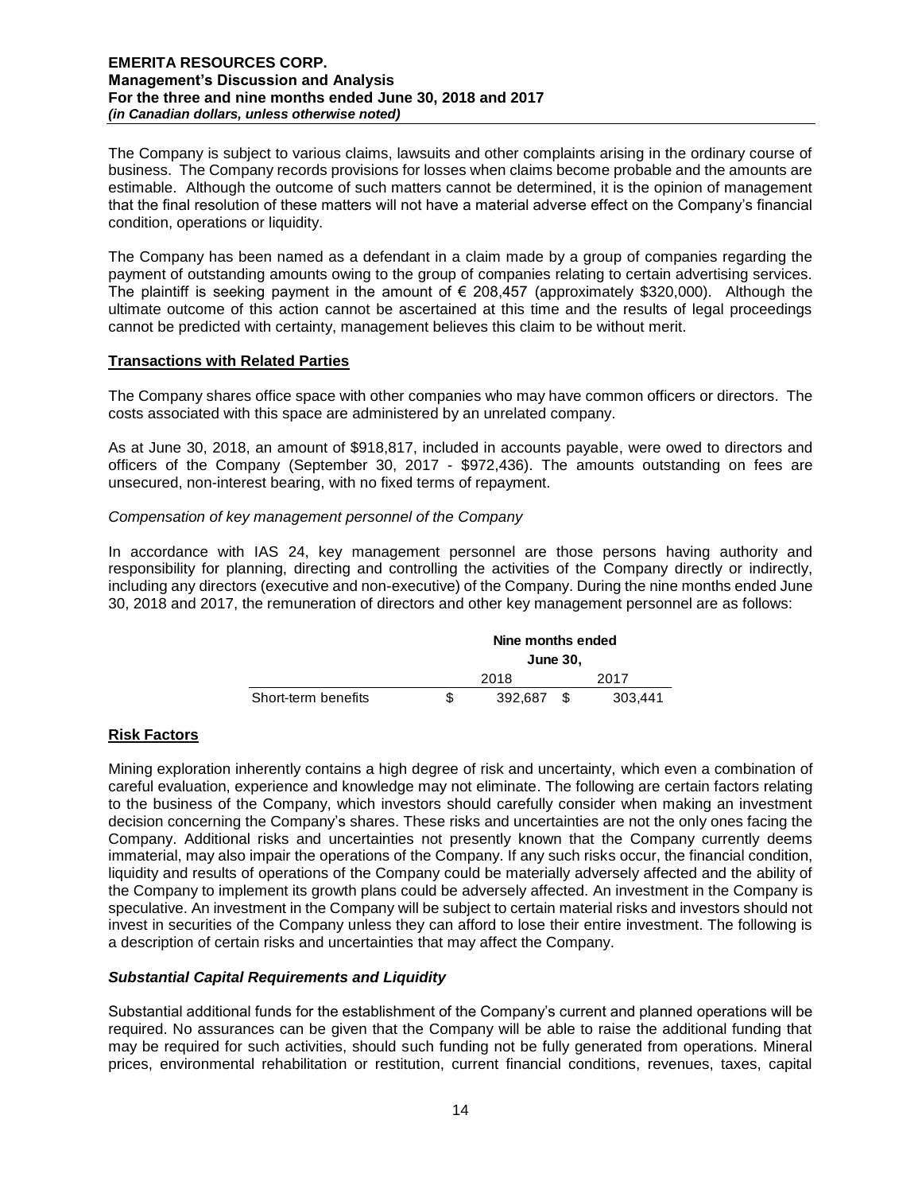The Company is subject to various claims, lawsuits and other complaints arising in the ordinary course of business. The Company records provisions for losses when claims become probable and the amounts are estimable. Although the outcome of such matters cannot be determined, it is the opinion of management that the final resolution of these matters will not have a material adverse effect on the Company's financial condition, operations or liquidity.

The Company has been named as a defendant in a claim made by a group of companies regarding the payment of outstanding amounts owing to the group of companies relating to certain advertising services. The plaintiff is seeking payment in the amount of € 208,457 (approximately $320,000). Although the ultimate outcome of this action cannot be ascertained at this time and the results of legal proceedings cannot be predicted with certainty, management believes this claim to be without merit.

## Transactions with Related Parties

The Company shares office space with other companies who may have common officers or directors. The costs associated with this space are administered by an unrelated company.

As at June 30, 2018, an amount of $918,817, included in accounts payable, were owed to directors and officers of the Company (September 30, 2017 - $972,436). The amounts outstanding on fees are unsecured, non-interest bearing, with no fixed terms of repayment.

*Compensation of key management personnel of the Company*

In accordance with IAS 24, key management personnel are those persons having authority and responsibility for planning, directing and controlling the activities of the Company directly or indirectly, including any directors (executive and non-executive) of the Company. During the nine months ended June 30, 2018 and 2017, the remuneration of directors and other key management personnel are as follows:

| | Nine months ended June 30, | |
|---|---|---|
| | 2018 | 2017 |
| Short-term benefits | $ 392,687 | $ 303,441 |

## Risk Factors

Mining exploration inherently contains a high degree of risk and uncertainty, which even a combination of careful evaluation, experience and knowledge may not eliminate. The following are certain factors relating to the business of the Company, which investors should carefully consider when making an investment decision concerning the Company's shares. These risks and uncertainties are not the only ones facing the Company. Additional risks and uncertainties not presently known that the Company currently deems immaterial, may also impair the operations of the Company. If any such risks occur, the financial condition, liquidity and results of operations of the Company could be materially adversely affected and the ability of the Company to implement its growth plans could be adversely affected. An investment in the Company is speculative. An investment in the Company will be subject to certain material risks and investors should not invest in securities of the Company unless they can afford to lose their entire investment. The following is a description of certain risks and uncertainties that may affect the Company.

### *Substantial Capital Requirements and Liquidity*

Substantial additional funds for the establishment of the Company's current and planned operations will be required. No assurances can be given that the Company will be able to raise the additional funding that may be required for such activities, should such funding not be fully generated from operations. Mineral prices, environmental rehabilitation or restitution, current financial conditions, revenues, taxes, capital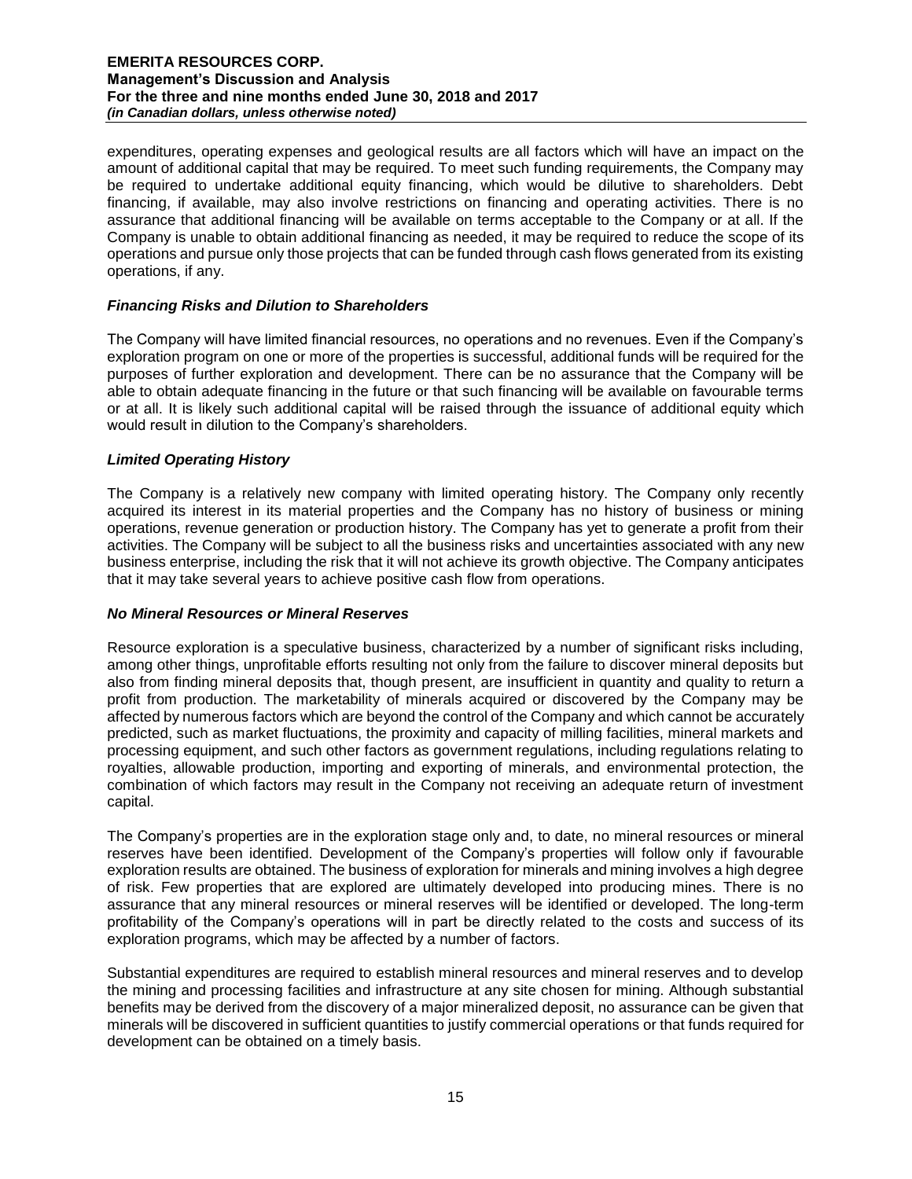expenditures, operating expenses and geological results are all factors which will have an impact on the amount of additional capital that may be required. To meet such funding requirements, the Company may be required to undertake additional equity financing, which would be dilutive to shareholders. Debt financing, if available, may also involve restrictions on financing and operating activities. There is no assurance that additional financing will be available on terms acceptable to the Company or at all. If the Company is unable to obtain additional financing as needed, it may be required to reduce the scope of its operations and pursue only those projects that can be funded through cash flows generated from its existing operations, if any.

### *Financing Risks and Dilution to Shareholders*

The Company will have limited financial resources, no operations and no revenues. Even if the Company's exploration program on one or more of the properties is successful, additional funds will be required for the purposes of further exploration and development. There can be no assurance that the Company will be able to obtain adequate financing in the future or that such financing will be available on favourable terms or at all. It is likely such additional capital will be raised through the issuance of additional equity which would result in dilution to the Company's shareholders.

### *Limited Operating History*

The Company is a relatively new company with limited operating history. The Company only recently acquired its interest in its material properties and the Company has no history of business or mining operations, revenue generation or production history. The Company has yet to generate a profit from their activities. The Company will be subject to all the business risks and uncertainties associated with any new business enterprise, including the risk that it will not achieve its growth objective. The Company anticipates that it may take several years to achieve positive cash flow from operations.

### *No Mineral Resources or Mineral Reserves*

Resource exploration is a speculative business, characterized by a number of significant risks including, among other things, unprofitable efforts resulting not only from the failure to discover mineral deposits but also from finding mineral deposits that, though present, are insufficient in quantity and quality to return a profit from production. The marketability of minerals acquired or discovered by the Company may be affected by numerous factors which are beyond the control of the Company and which cannot be accurately predicted, such as market fluctuations, the proximity and capacity of milling facilities, mineral markets and processing equipment, and such other factors as government regulations, including regulations relating to royalties, allowable production, importing and exporting of minerals, and environmental protection, the combination of which factors may result in the Company not receiving an adequate return of investment capital.

The Company's properties are in the exploration stage only and, to date, no mineral resources or mineral reserves have been identified. Development of the Company's properties will follow only if favourable exploration results are obtained. The business of exploration for minerals and mining involves a high degree of risk. Few properties that are explored are ultimately developed into producing mines. There is no assurance that any mineral resources or mineral reserves will be identified or developed. The long-term profitability of the Company's operations will in part be directly related to the costs and success of its exploration programs, which may be affected by a number of factors.

Substantial expenditures are required to establish mineral resources and mineral reserves and to develop the mining and processing facilities and infrastructure at any site chosen for mining. Although substantial benefits may be derived from the discovery of a major mineralized deposit, no assurance can be given that minerals will be discovered in sufficient quantities to justify commercial operations or that funds required for development can be obtained on a timely basis.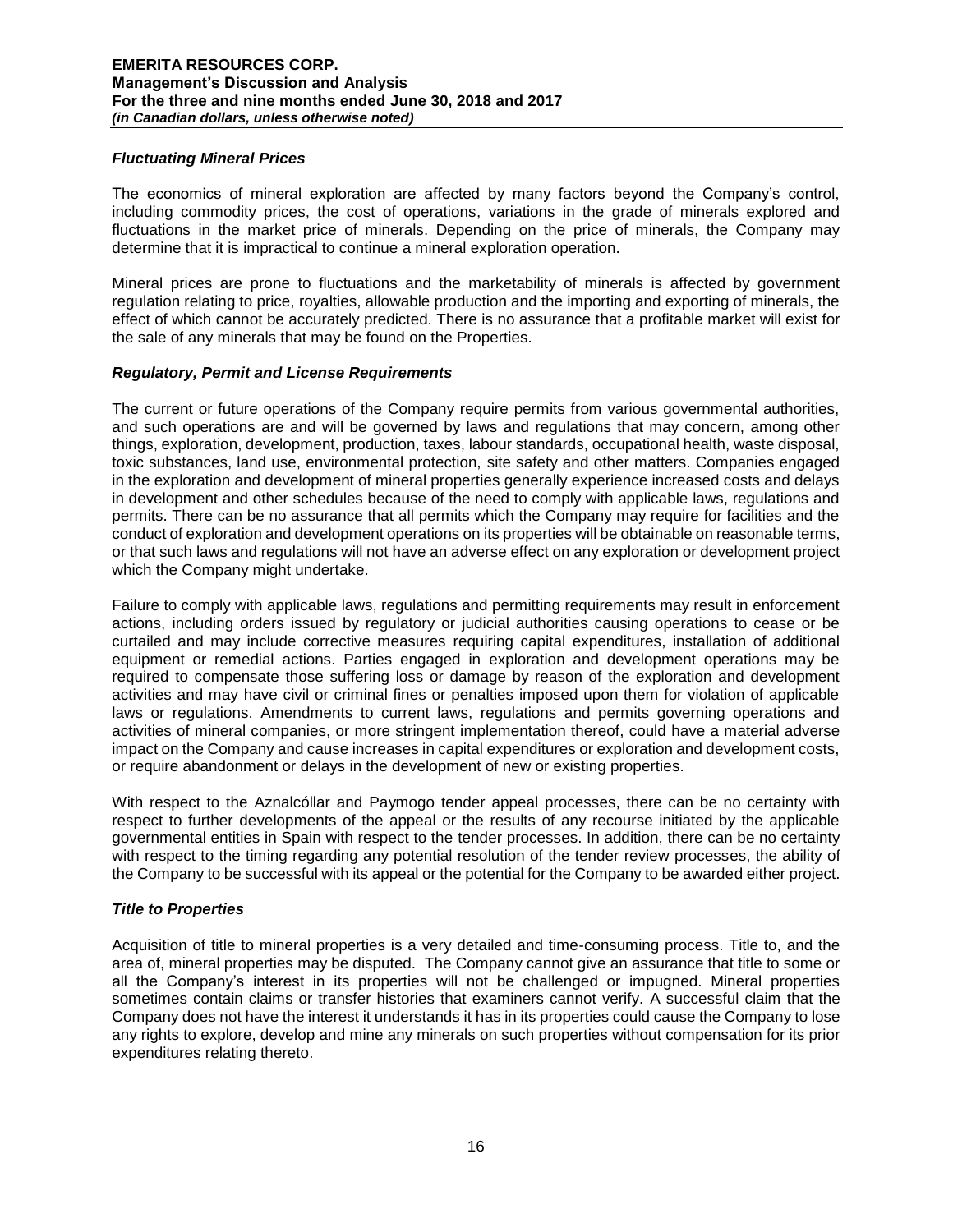### *Fluctuating Mineral Prices*

The economics of mineral exploration are affected by many factors beyond the Company's control, including commodity prices, the cost of operations, variations in the grade of minerals explored and fluctuations in the market price of minerals. Depending on the price of minerals, the Company may determine that it is impractical to continue a mineral exploration operation.

Mineral prices are prone to fluctuations and the marketability of minerals is affected by government regulation relating to price, royalties, allowable production and the importing and exporting of minerals, the effect of which cannot be accurately predicted. There is no assurance that a profitable market will exist for the sale of any minerals that may be found on the Properties.

### *Regulatory, Permit and License Requirements*

The current or future operations of the Company require permits from various governmental authorities, and such operations are and will be governed by laws and regulations that may concern, among other things, exploration, development, production, taxes, labour standards, occupational health, waste disposal, toxic substances, land use, environmental protection, site safety and other matters. Companies engaged in the exploration and development of mineral properties generally experience increased costs and delays in development and other schedules because of the need to comply with applicable laws, regulations and permits. There can be no assurance that all permits which the Company may require for facilities and the conduct of exploration and development operations on its properties will be obtainable on reasonable terms, or that such laws and regulations will not have an adverse effect on any exploration or development project which the Company might undertake.

Failure to comply with applicable laws, regulations and permitting requirements may result in enforcement actions, including orders issued by regulatory or judicial authorities causing operations to cease or be curtailed and may include corrective measures requiring capital expenditures, installation of additional equipment or remedial actions. Parties engaged in exploration and development operations may be required to compensate those suffering loss or damage by reason of the exploration and development activities and may have civil or criminal fines or penalties imposed upon them for violation of applicable laws or regulations. Amendments to current laws, regulations and permits governing operations and activities of mineral companies, or more stringent implementation thereof, could have a material adverse impact on the Company and cause increases in capital expenditures or exploration and development costs, or require abandonment or delays in the development of new or existing properties.

With respect to the Aznalcóllar and Paymogo tender appeal processes, there can be no certainty with respect to further developments of the appeal or the results of any recourse initiated by the applicable governmental entities in Spain with respect to the tender processes. In addition, there can be no certainty with respect to the timing regarding any potential resolution of the tender review processes, the ability of the Company to be successful with its appeal or the potential for the Company to be awarded either project.

### *Title to Properties*

Acquisition of title to mineral properties is a very detailed and time-consuming process. Title to, and the area of, mineral properties may be disputed. The Company cannot give an assurance that title to some or all the Company's interest in its properties will not be challenged or impugned. Mineral properties sometimes contain claims or transfer histories that examiners cannot verify. A successful claim that the Company does not have the interest it understands it has in its properties could cause the Company to lose any rights to explore, develop and mine any minerals on such properties without compensation for its prior expenditures relating thereto.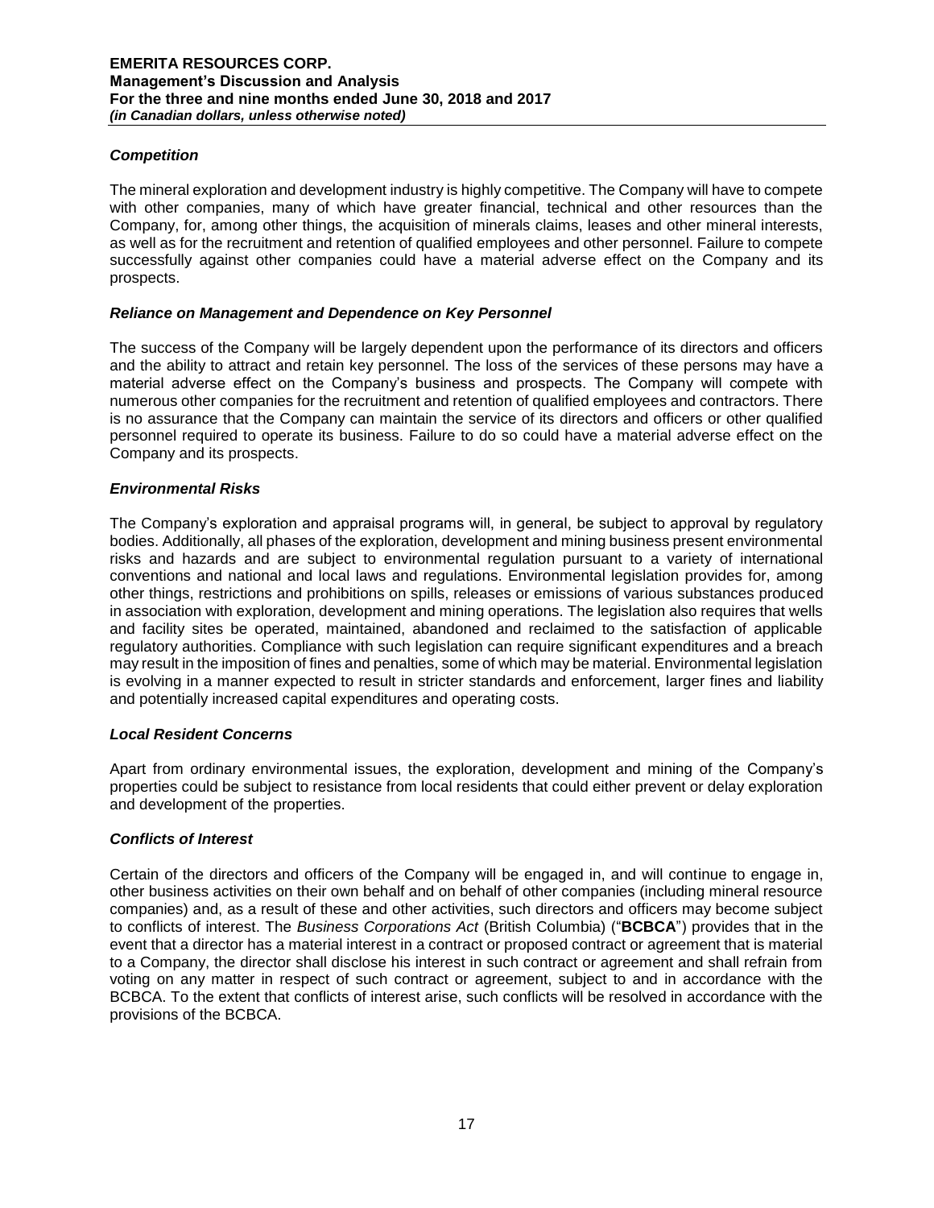### *Competition*

The mineral exploration and development industry is highly competitive. The Company will have to compete with other companies, many of which have greater financial, technical and other resources than the Company, for, among other things, the acquisition of minerals claims, leases and other mineral interests, as well as for the recruitment and retention of qualified employees and other personnel. Failure to compete successfully against other companies could have a material adverse effect on the Company and its prospects.

### *Reliance on Management and Dependence on Key Personnel*

The success of the Company will be largely dependent upon the performance of its directors and officers and the ability to attract and retain key personnel. The loss of the services of these persons may have a material adverse effect on the Company's business and prospects. The Company will compete with numerous other companies for the recruitment and retention of qualified employees and contractors. There is no assurance that the Company can maintain the service of its directors and officers or other qualified personnel required to operate its business. Failure to do so could have a material adverse effect on the Company and its prospects.

### *Environmental Risks*

The Company's exploration and appraisal programs will, in general, be subject to approval by regulatory bodies. Additionally, all phases of the exploration, development and mining business present environmental risks and hazards and are subject to environmental regulation pursuant to a variety of international conventions and national and local laws and regulations. Environmental legislation provides for, among other things, restrictions and prohibitions on spills, releases or emissions of various substances produced in association with exploration, development and mining operations. The legislation also requires that wells and facility sites be operated, maintained, abandoned and reclaimed to the satisfaction of applicable regulatory authorities. Compliance with such legislation can require significant expenditures and a breach may result in the imposition of fines and penalties, some of which may be material. Environmental legislation is evolving in a manner expected to result in stricter standards and enforcement, larger fines and liability and potentially increased capital expenditures and operating costs.

### *Local Resident Concerns*

Apart from ordinary environmental issues, the exploration, development and mining of the Company's properties could be subject to resistance from local residents that could either prevent or delay exploration and development of the properties.

### *Conflicts of Interest*

Certain of the directors and officers of the Company will be engaged in, and will continue to engage in, other business activities on their own behalf and on behalf of other companies (including mineral resource companies) and, as a result of these and other activities, such directors and officers may become subject to conflicts of interest. The *Business Corporations Act* (British Columbia) ("**BCBCA**") provides that in the event that a director has a material interest in a contract or proposed contract or agreement that is material to a Company, the director shall disclose his interest in such contract or agreement and shall refrain from voting on any matter in respect of such contract or agreement, subject to and in accordance with the BCBCA. To the extent that conflicts of interest arise, such conflicts will be resolved in accordance with the provisions of the BCBCA.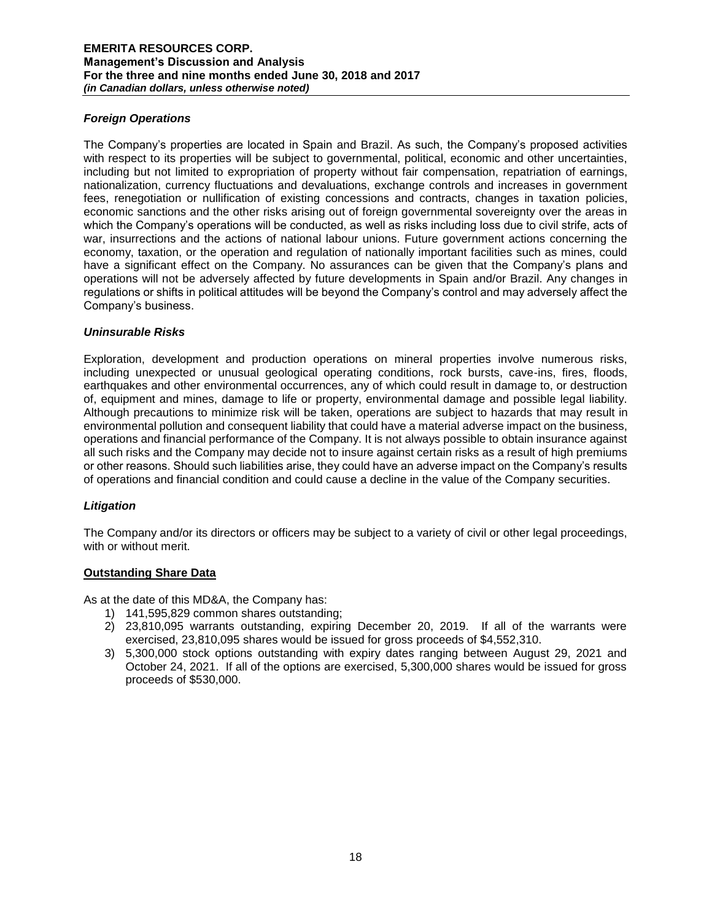### *Foreign Operations*

The Company's properties are located in Spain and Brazil. As such, the Company's proposed activities with respect to its properties will be subject to governmental, political, economic and other uncertainties, including but not limited to expropriation of property without fair compensation, repatriation of earnings, nationalization, currency fluctuations and devaluations, exchange controls and increases in government fees, renegotiation or nullification of existing concessions and contracts, changes in taxation policies, economic sanctions and the other risks arising out of foreign governmental sovereignty over the areas in which the Company's operations will be conducted, as well as risks including loss due to civil strife, acts of war, insurrections and the actions of national labour unions. Future government actions concerning the economy, taxation, or the operation and regulation of nationally important facilities such as mines, could have a significant effect on the Company. No assurances can be given that the Company's plans and operations will not be adversely affected by future developments in Spain and/or Brazil. Any changes in regulations or shifts in political attitudes will be beyond the Company's control and may adversely affect the Company's business.

### *Uninsurable Risks*

Exploration, development and production operations on mineral properties involve numerous risks, including unexpected or unusual geological operating conditions, rock bursts, cave-ins, fires, floods, earthquakes and other environmental occurrences, any of which could result in damage to, or destruction of, equipment and mines, damage to life or property, environmental damage and possible legal liability. Although precautions to minimize risk will be taken, operations are subject to hazards that may result in environmental pollution and consequent liability that could have a material adverse impact on the business, operations and financial performance of the Company. It is not always possible to obtain insurance against all such risks and the Company may decide not to insure against certain risks as a result of high premiums or other reasons. Should such liabilities arise, they could have an adverse impact on the Company's results of operations and financial condition and could cause a decline in the value of the Company securities.

### *Litigation*

The Company and/or its directors or officers may be subject to a variety of civil or other legal proceedings, with or without merit.

## Outstanding Share Data

As at the date of this MD&A, the Company has:

1) 141,595,829 common shares outstanding;
2) 23,810,095 warrants outstanding, expiring December 20, 2019. If all of the warrants were exercised, 23,810,095 shares would be issued for gross proceeds of $4,552,310.
3) 5,300,000 stock options outstanding with expiry dates ranging between August 29, 2021 and October 24, 2021. If all of the options are exercised, 5,300,000 shares would be issued for gross proceeds of $530,000.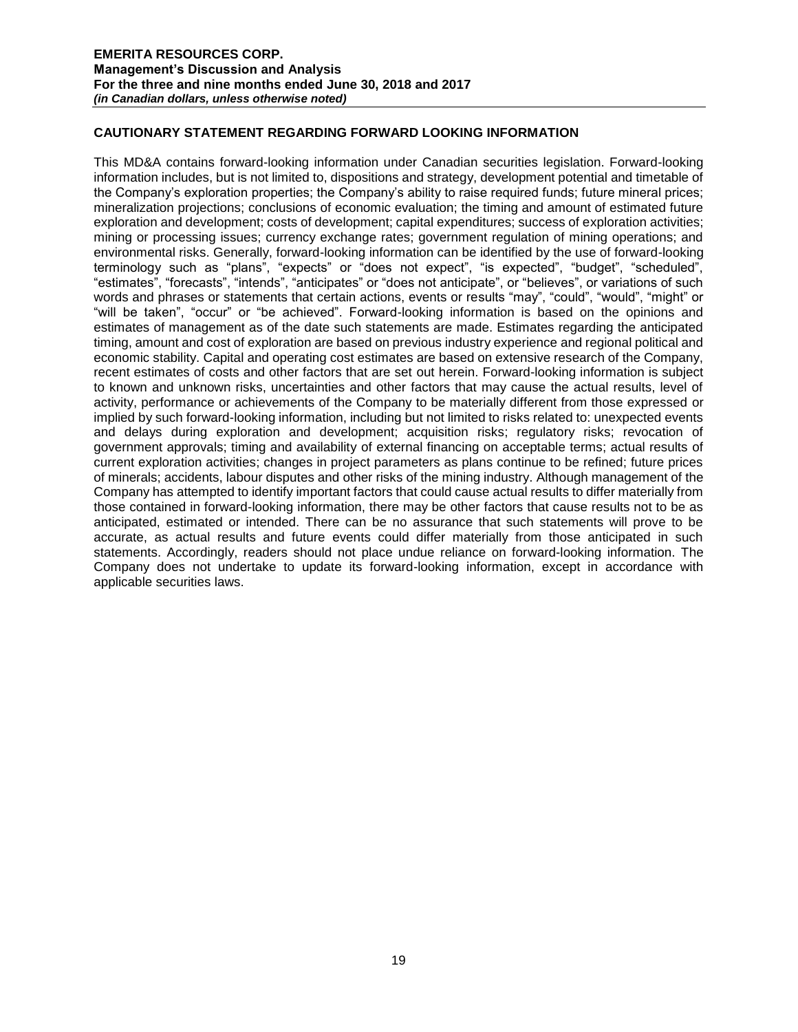## CAUTIONARY STATEMENT REGARDING FORWARD LOOKING INFORMATION

This MD&A contains forward-looking information under Canadian securities legislation. Forward-looking information includes, but is not limited to, dispositions and strategy, development potential and timetable of the Company's exploration properties; the Company's ability to raise required funds; future mineral prices; mineralization projections; conclusions of economic evaluation; the timing and amount of estimated future exploration and development; costs of development; capital expenditures; success of exploration activities; mining or processing issues; currency exchange rates; government regulation of mining operations; and environmental risks. Generally, forward-looking information can be identified by the use of forward-looking terminology such as "plans", "expects" or "does not expect", "is expected", "budget", "scheduled", "estimates", "forecasts", "intends", "anticipates" or "does not anticipate", or "believes", or variations of such words and phrases or statements that certain actions, events or results "may", "could", "would", "might" or "will be taken", "occur" or "be achieved". Forward-looking information is based on the opinions and estimates of management as of the date such statements are made. Estimates regarding the anticipated timing, amount and cost of exploration are based on previous industry experience and regional political and economic stability. Capital and operating cost estimates are based on extensive research of the Company, recent estimates of costs and other factors that are set out herein. Forward-looking information is subject to known and unknown risks, uncertainties and other factors that may cause the actual results, level of activity, performance or achievements of the Company to be materially different from those expressed or implied by such forward-looking information, including but not limited to risks related to: unexpected events and delays during exploration and development; acquisition risks; regulatory risks; revocation of government approvals; timing and availability of external financing on acceptable terms; actual results of current exploration activities; changes in project parameters as plans continue to be refined; future prices of minerals; accidents, labour disputes and other risks of the mining industry. Although management of the Company has attempted to identify important factors that could cause actual results to differ materially from those contained in forward-looking information, there may be other factors that cause results not to be as anticipated, estimated or intended. There can be no assurance that such statements will prove to be accurate, as actual results and future events could differ materially from those anticipated in such statements. Accordingly, readers should not place undue reliance on forward-looking information. The Company does not undertake to update its forward-looking information, except in accordance with applicable securities laws.